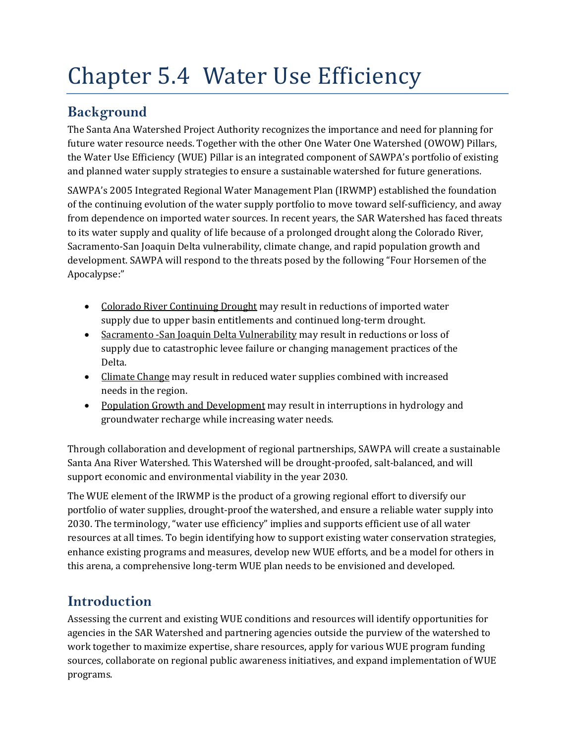# Chapter 5.4 Water Use Efficiency

## Background

The Santa Ana Watershed Project Authority recognizes the importance and need for planning for future water resource needs. Together with the other One Water One Watershed (OWOW) Pillars, the Water Use Efficiency (WUE) Pillar is an integrated component of SAWPA's portfolio of existing and planned water supply strategies to ensure a sustainable watershed for future generations.

SAWPA's 2005 Integrated Regional Water Management Plan (IRWMP) established the foundation of the continuing evolution of the water supply portfolio to move toward self-sufficiency, and away from dependence on imported water sources. In recent years, the SAR Watershed has faced threats to its water supply and quality of life because of a prolonged drought along the Colorado River, Sacramento-San Joaquin Delta vulnerability, climate change, and rapid population growth and development. SAWPA will respond to the threats posed by the following "Four Horsemen of the Apocalypse:"

- Colorado River Continuing Drought may result in reductions of imported water supply due to upper basin entitlements and continued long-term drought.
- Sacramento -San Joaquin Delta Vulnerability may result in reductions or loss of supply due to catastrophic levee failure or changing management practices of the Delta.
- Climate Change may result in reduced water supplies combined with increased needs in the region.
- Population Growth and Development may result in interruptions in hydrology and groundwater recharge while increasing water needs.

Through collaboration and development of regional partnerships, SAWPA will create a sustainable Santa Ana River Watershed. This Watershed will be drought-proofed, salt-balanced, and will support economic and environmental viability in the year 2030.

The WUE element of the IRWMP is the product of a growing regional effort to diversify our portfolio of water supplies, drought-proof the watershed, and ensure a reliable water supply into 2030. The terminology, "water use efficiency" implies and supports efficient use of all water resources at all times. To begin identifying how to support existing water conservation strategies, enhance existing programs and measures, develop new WUE efforts, and be a model for others in this arena, a comprehensive long-term WUE plan needs to be envisioned and developed.

## Introduction

Assessing the current and existing WUE conditions and resources will identify opportunities for agencies in the SAR Watershed and partnering agencies outside the purview of the watershed to work together to maximize expertise, share resources, apply for various WUE program funding sources, collaborate on regional public awareness initiatives, and expand implementation of WUE programs.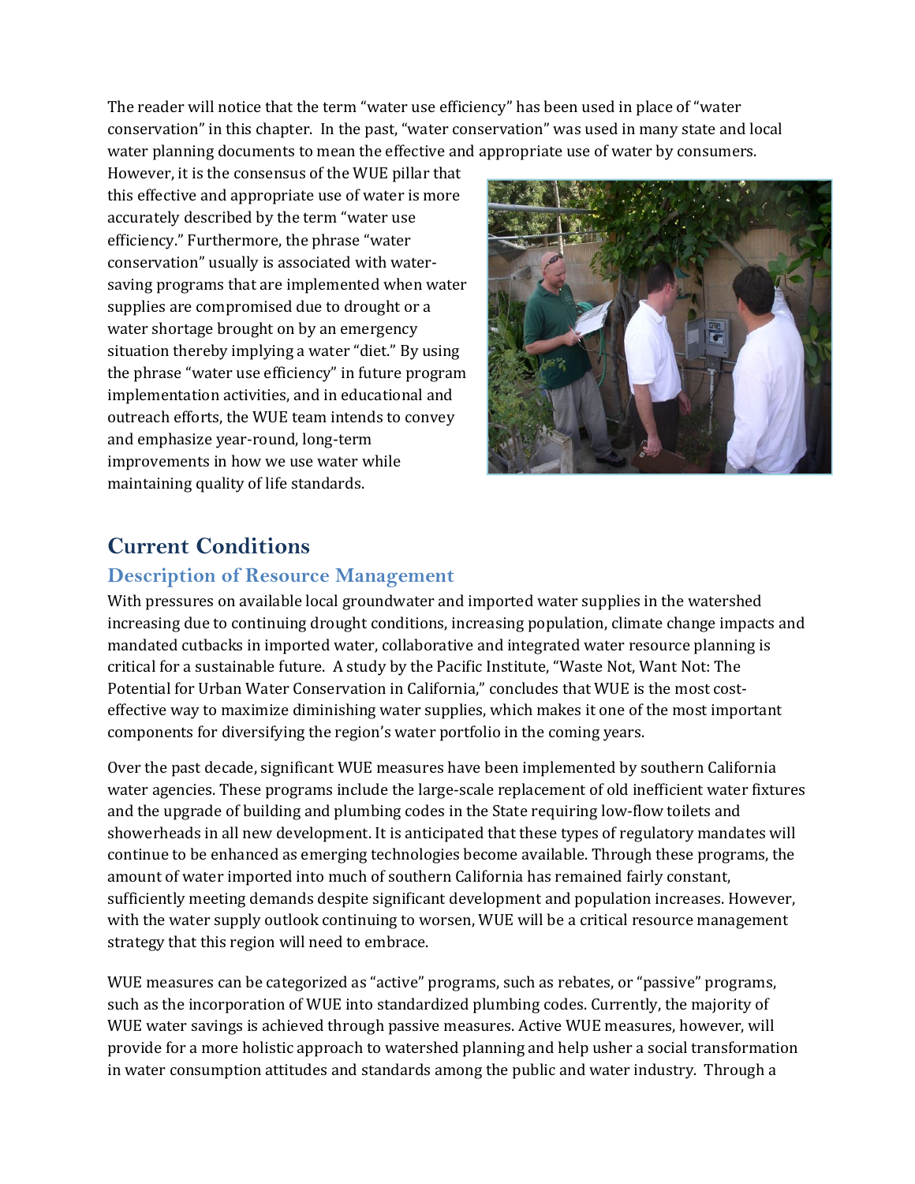The reader will notice that the term "water use efficiency" has been used in place of "water conservation" in this chapter. In the past, "water conservation" was used in many state and local water planning documents to mean the effective and appropriate use of water by consumers. However, it is the consensus of the WUE pillar that this effective and appropriate use of water is more accurately described by the term "water use efficiency." Furthermore, the phrase "water conservation" usually is associated with water-saving programs that are implemented when water supplies are compromised due to drought or a water shortage brought on by an emergency situation thereby implying a water "diet." By using the phrase "water use efficiency" in future program implementation activities, and in educational and outreach efforts, the WUE team intends to convey and emphasize year-round, long-term improvements in how we use water while maintaining quality of life standards.

## Current Conditions

### Description of Resource Management

With pressures on available local groundwater and imported water supplies in the watershed increasing due to continuing drought conditions, increasing population, climate change impacts and mandated cutbacks in imported water, collaborative and integrated water resource planning is critical for a sustainable future. A study by the Pacific Institute, "Waste Not, Want Not: The Potential for Urban Water Conservation in California," concludes that WUE is the most cost-effective way to maximize diminishing water supplies, which makes it one of the most important components for diversifying the region's water portfolio in the coming years.

Over the past decade, significant WUE measures have been implemented by southern California water agencies. These programs include the large-scale replacement of old inefficient water fixtures and the upgrade of building and plumbing codes in the State requiring low-flow toilets and showerheads in all new development. It is anticipated that these types of regulatory mandates will continue to be enhanced as emerging technologies become available. Through these programs, the amount of water imported into much of southern California has remained fairly constant, sufficiently meeting demands despite significant development and population increases. However, with the water supply outlook continuing to worsen, WUE will be a critical resource management strategy that this region will need to embrace.

WUE measures can be categorized as "active" programs, such as rebates, or "passive" programs, such as the incorporation of WUE into standardized plumbing codes. Currently, the majority of WUE water savings is achieved through passive measures. Active WUE measures, however, will provide for a more holistic approach to watershed planning and help usher a social transformation in water consumption attitudes and standards among the public and water industry. Through a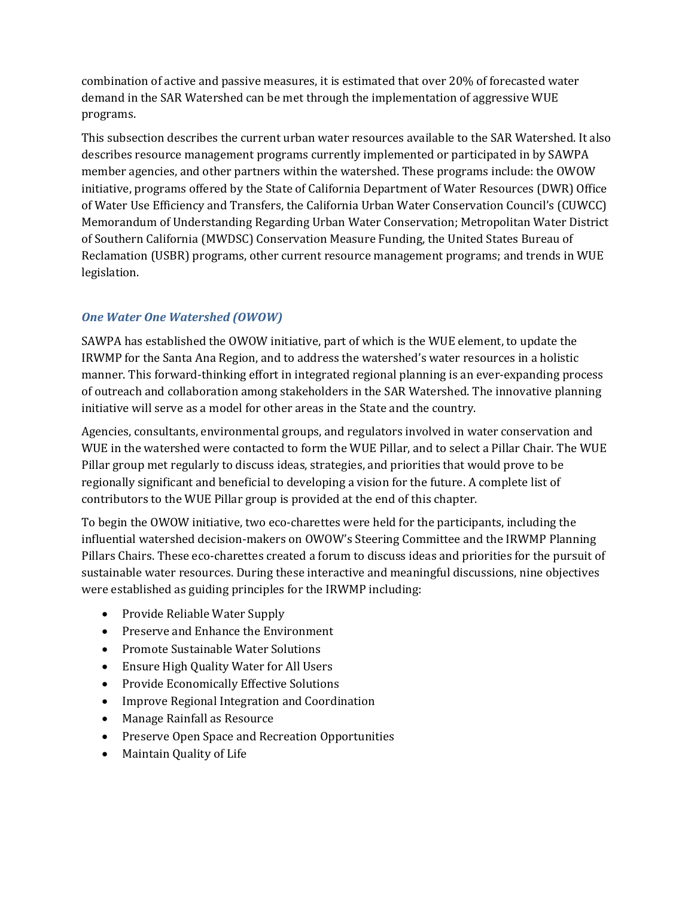combination of active and passive measures, it is estimated that over 20% of forecasted water demand in the SAR Watershed can be met through the implementation of aggressive WUE programs.

This subsection describes the current urban water resources available to the SAR Watershed. It also describes resource management programs currently implemented or participated in by SAWPA member agencies, and other partners within the watershed. These programs include: the OWOW initiative, programs offered by the State of California Department of Water Resources (DWR) Office of Water Use Efficiency and Transfers, the California Urban Water Conservation Council's (CUWCC) Memorandum of Understanding Regarding Urban Water Conservation; Metropolitan Water District of Southern California (MWDSC) Conservation Measure Funding, the United States Bureau of Reclamation (USBR) programs, other current resource management programs; and trends in WUE legislation.

### *One Water One Watershed (OWOW)*

SAWPA has established the OWOW initiative, part of which is the WUE element, to update the IRWMP for the Santa Ana Region, and to address the watershed's water resources in a holistic manner. This forward-thinking effort in integrated regional planning is an ever-expanding process of outreach and collaboration among stakeholders in the SAR Watershed. The innovative planning initiative will serve as a model for other areas in the State and the country.

Agencies, consultants, environmental groups, and regulators involved in water conservation and WUE in the watershed were contacted to form the WUE Pillar, and to select a Pillar Chair. The WUE Pillar group met regularly to discuss ideas, strategies, and priorities that would prove to be regionally significant and beneficial to developing a vision for the future. A complete list of contributors to the WUE Pillar group is provided at the end of this chapter.

To begin the OWOW initiative, two eco-charettes were held for the participants, including the influential watershed decision-makers on OWOW's Steering Committee and the IRWMP Planning Pillars Chairs. These eco-charettes created a forum to discuss ideas and priorities for the pursuit of sustainable water resources. During these interactive and meaningful discussions, nine objectives were established as guiding principles for the IRWMP including:

- Provide Reliable Water Supply
- Preserve and Enhance the Environment
- Promote Sustainable Water Solutions
- Ensure High Quality Water for All Users
- Provide Economically Effective Solutions
- Improve Regional Integration and Coordination
- Manage Rainfall as Resource
- Preserve Open Space and Recreation Opportunities
- Maintain Quality of Life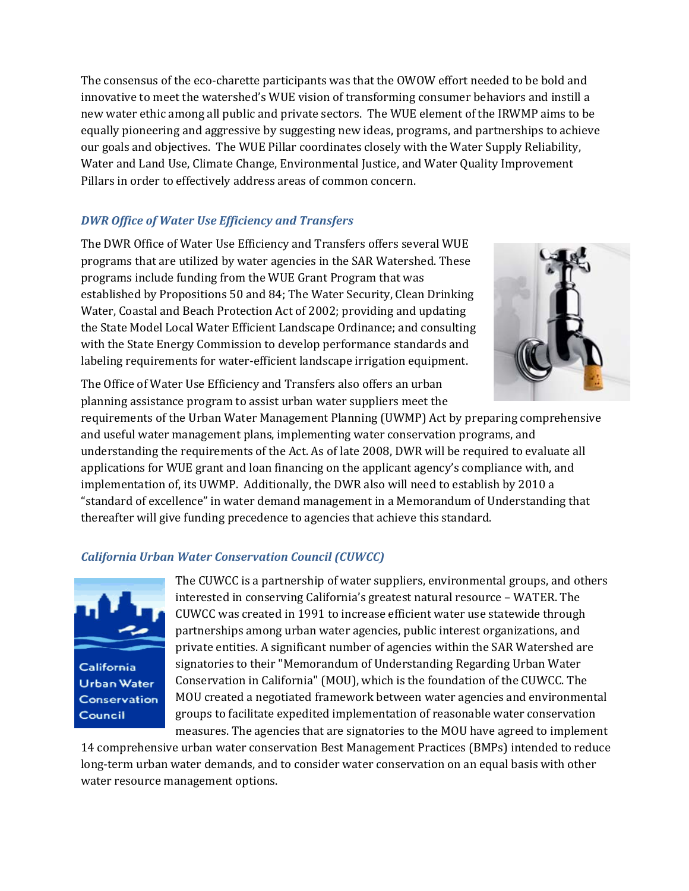The consensus of the eco-charette participants was that the OWOW effort needed to be bold and innovative to meet the watershed's WUE vision of transforming consumer behaviors and instill a new water ethic among all public and private sectors. The WUE element of the IRWMP aims to be equally pioneering and aggressive by suggesting new ideas, programs, and partnerships to achieve our goals and objectives. The WUE Pillar coordinates closely with the Water Supply Reliability, Water and Land Use, Climate Change, Environmental Justice, and Water Quality Improvement Pillars in order to effectively address areas of common concern.

### *DWR Office of Water Use Efficiency and Transfers*

The DWR Office of Water Use Efficiency and Transfers offers several WUE programs that are utilized by water agencies in the SAR Watershed. These programs include funding from the WUE Grant Program that was established by Propositions 50 and 84; The Water Security, Clean Drinking Water, Coastal and Beach Protection Act of 2002; providing and updating the State Model Local Water Efficient Landscape Ordinance; and consulting with the State Energy Commission to develop performance standards and labeling requirements for water-efficient landscape irrigation equipment.

The Office of Water Use Efficiency and Transfers also offers an urban planning assistance program to assist urban water suppliers meet the requirements of the Urban Water Management Planning (UWMP) Act by preparing comprehensive and useful water management plans, implementing water conservation programs, and understanding the requirements of the Act. As of late 2008, DWR will be required to evaluate all applications for WUE grant and loan financing on the applicant agency's compliance with, and implementation of, its UWMP. Additionally, the DWR also will need to establish by 2010 a "standard of excellence" in water demand management in a Memorandum of Understanding that thereafter will give funding precedence to agencies that achieve this standard.

### *California Urban Water Conservation Council (CUWCC)*

The CUWCC is a partnership of water suppliers, environmental groups, and others interested in conserving California's greatest natural resource – WATER. The CUWCC was created in 1991 to increase efficient water use statewide through partnerships among urban water agencies, public interest organizations, and private entities. A significant number of agencies within the SAR Watershed are signatories to their "Memorandum of Understanding Regarding Urban Water Conservation in California" (MOU), which is the foundation of the CUWCC. The MOU created a negotiated framework between water agencies and environmental groups to facilitate expedited implementation of reasonable water conservation measures. The agencies that are signatories to the MOU have agreed to implement 14 comprehensive urban water conservation Best Management Practices (BMPs) intended to reduce long-term urban water demands, and to consider water conservation on an equal basis with other water resource management options.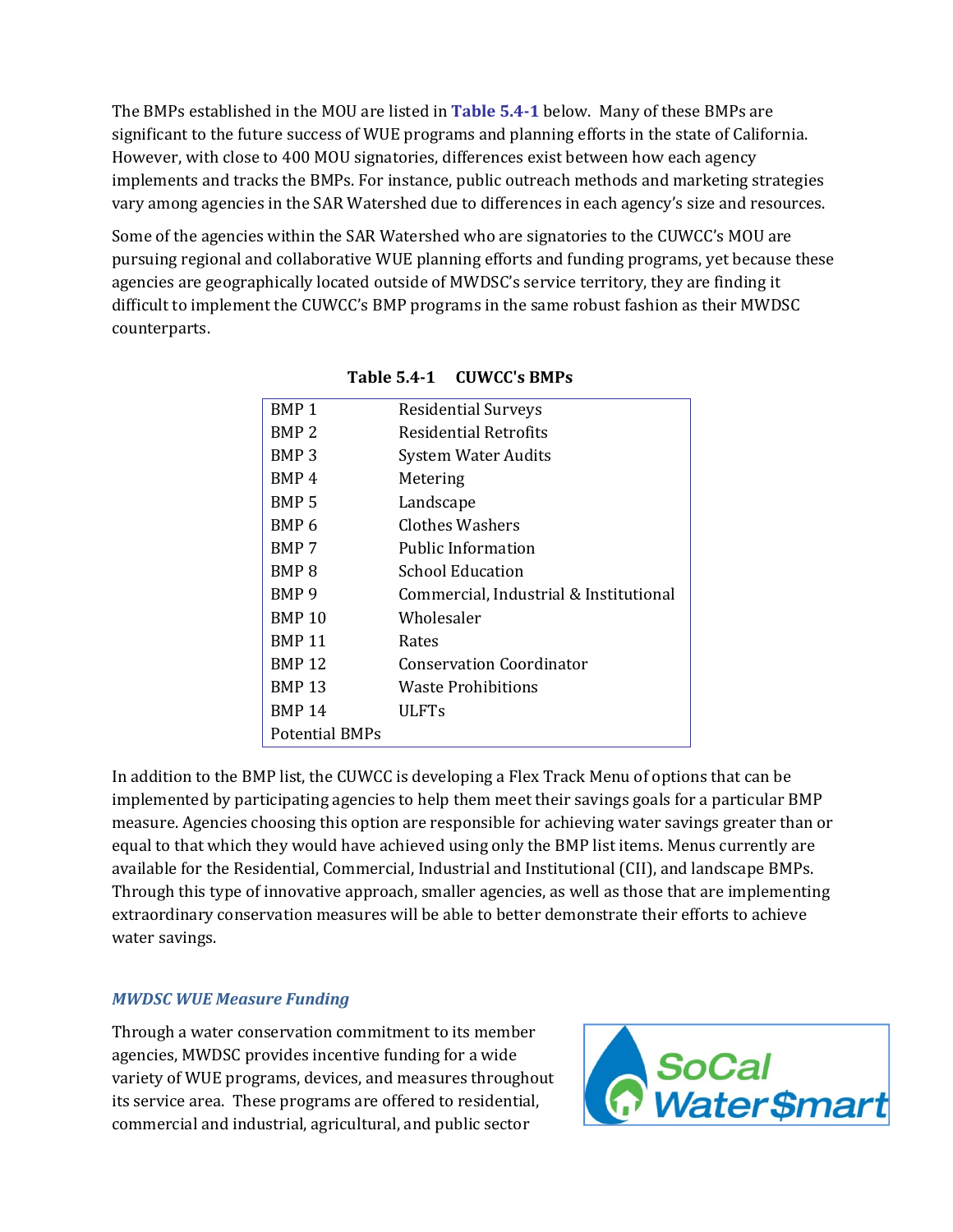The BMPs established in the MOU are listed in **Table 5.4-1** below. Many of these BMPs are significant to the future success of WUE programs and planning efforts in the state of California. However, with close to 400 MOU signatories, differences exist between how each agency implements and tracks the BMPs. For instance, public outreach methods and marketing strategies vary among agencies in the SAR Watershed due to differences in each agency's size and resources.

Some of the agencies within the SAR Watershed who are signatories to the CUWCC's MOU are pursuing regional and collaborative WUE planning efforts and funding programs, yet because these agencies are geographically located outside of MWDSC's service territory, they are finding it difficult to implement the CUWCC's BMP programs in the same robust fashion as their MWDSC counterparts.

**Table 5.4-1 CUWCC's BMPs**

| | |
|---|---|
| BMP 1 | Residential Surveys |
| BMP 2 | Residential Retrofits |
| BMP 3 | System Water Audits |
| BMP 4 | Metering |
| BMP 5 | Landscape |
| BMP 6 | Clothes Washers |
| BMP 7 | Public Information |
| BMP 8 | School Education |
| BMP 9 | Commercial, Industrial & Institutional |
| BMP 10 | Wholesaler |
| BMP 11 | Rates |
| BMP 12 | Conservation Coordinator |
| BMP 13 | Waste Prohibitions |
| BMP 14 | ULFTs |
| Potential BMPs | |

In addition to the BMP list, the CUWCC is developing a Flex Track Menu of options that can be implemented by participating agencies to help them meet their savings goals for a particular BMP measure. Agencies choosing this option are responsible for achieving water savings greater than or equal to that which they would have achieved using only the BMP list items. Menus currently are available for the Residential, Commercial, Industrial and Institutional (CII), and landscape BMPs. Through this type of innovative approach, smaller agencies, as well as those that are implementing extraordinary conservation measures will be able to better demonstrate their efforts to achieve water savings.

### *MWDSC WUE Measure Funding*

Through a water conservation commitment to its member agencies, MWDSC provides incentive funding for a wide variety of WUE programs, devices, and measures throughout its service area. These programs are offered to residential, commercial and industrial, agricultural, and public sector

SoCal Water$mart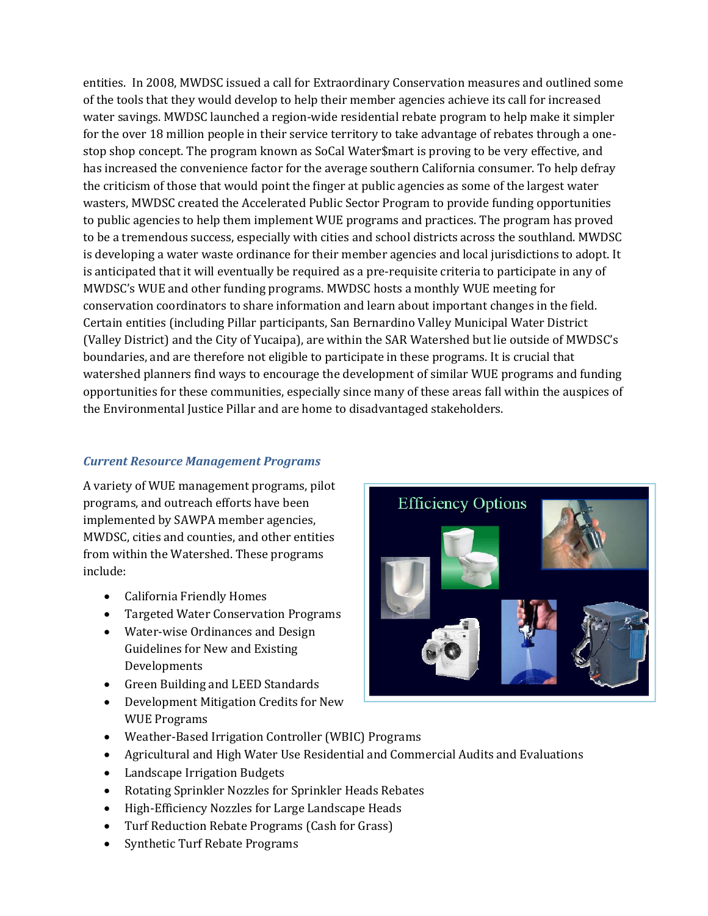entities. In 2008, MWDSC issued a call for Extraordinary Conservation measures and outlined some of the tools that they would develop to help their member agencies achieve its call for increased water savings. MWDSC launched a region-wide residential rebate program to help make it simpler for the over 18 million people in their service territory to take advantage of rebates through a one-stop shop concept. The program known as SoCal Water$mart is proving to be very effective, and has increased the convenience factor for the average southern California consumer. To help defray the criticism of those that would point the finger at public agencies as some of the largest water wasters, MWDSC created the Accelerated Public Sector Program to provide funding opportunities to public agencies to help them implement WUE programs and practices. The program has proved to be a tremendous success, especially with cities and school districts across the southland. MWDSC is developing a water waste ordinance for their member agencies and local jurisdictions to adopt. It is anticipated that it will eventually be required as a pre-requisite criteria to participate in any of MWDSC's WUE and other funding programs. MWDSC hosts a monthly WUE meeting for conservation coordinators to share information and learn about important changes in the field. Certain entities (including Pillar participants, San Bernardino Valley Municipal Water District (Valley District) and the City of Yucaipa), are within the SAR Watershed but lie outside of MWDSC's boundaries, and are therefore not eligible to participate in these programs. It is crucial that watershed planners find ways to encourage the development of similar WUE programs and funding opportunities for these communities, especially since many of these areas fall within the auspices of the Environmental Justice Pillar and are home to disadvantaged stakeholders.

### *Current Resource Management Programs*

A variety of WUE management programs, pilot programs, and outreach efforts have been implemented by SAWPA member agencies, MWDSC, cities and counties, and other entities from within the Watershed. These programs include:

- California Friendly Homes
- Targeted Water Conservation Programs
- Water-wise Ordinances and Design Guidelines for New and Existing Developments
- Green Building and LEED Standards
- Development Mitigation Credits for New WUE Programs
- Weather-Based Irrigation Controller (WBIC) Programs
- Agricultural and High Water Use Residential and Commercial Audits and Evaluations
- Landscape Irrigation Budgets
- Rotating Sprinkler Nozzles for Sprinkler Heads Rebates
- High-Efficiency Nozzles for Large Landscape Heads
- Turf Reduction Rebate Programs (Cash for Grass)
- Synthetic Turf Rebate Programs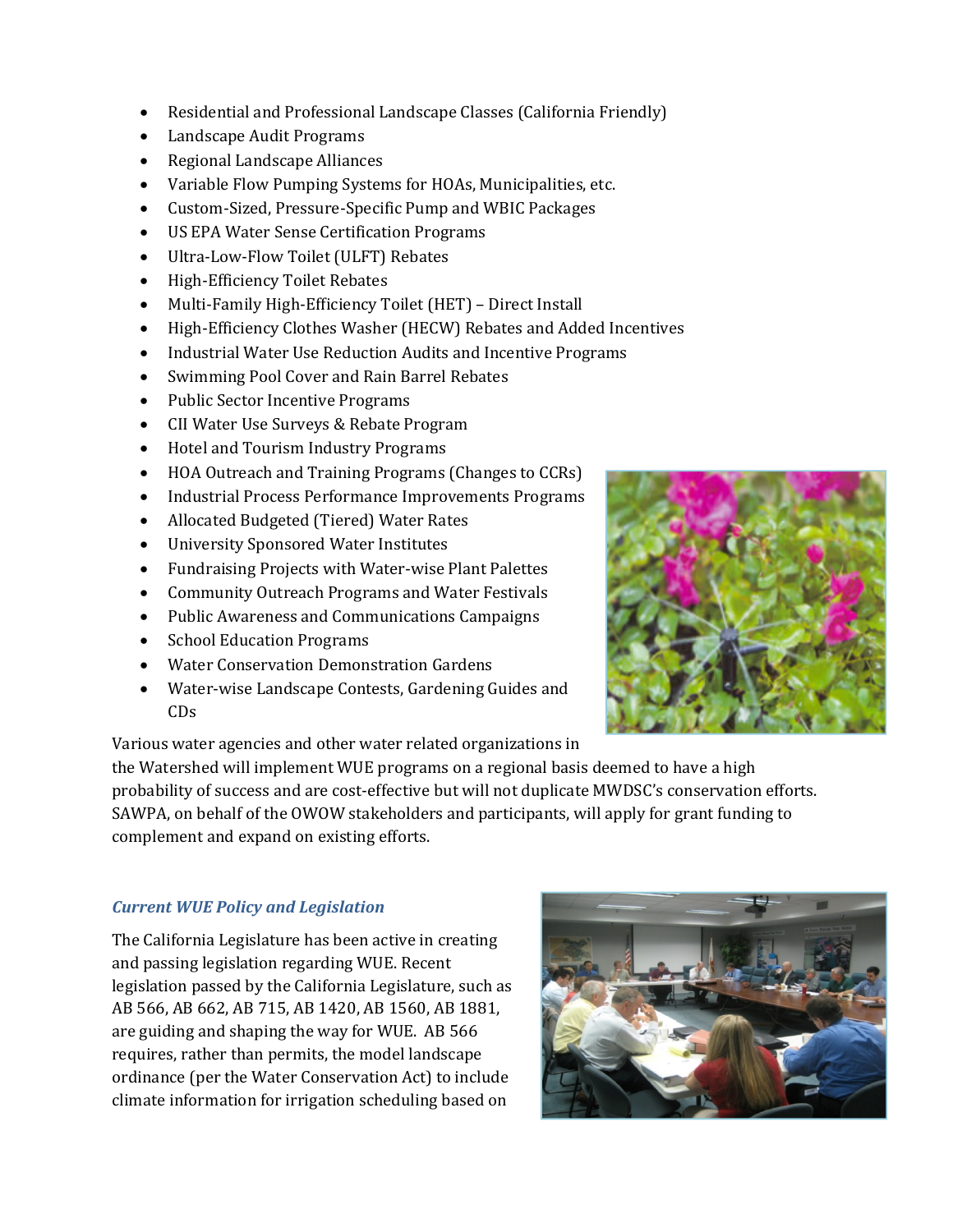- Residential and Professional Landscape Classes (California Friendly)
- Landscape Audit Programs
- Regional Landscape Alliances
- Variable Flow Pumping Systems for HOAs, Municipalities, etc.
- Custom-Sized, Pressure-Specific Pump and WBIC Packages
- US EPA Water Sense Certification Programs
- Ultra-Low-Flow Toilet (ULFT) Rebates
- High-Efficiency Toilet Rebates
- Multi-Family High-Efficiency Toilet (HET) – Direct Install
- High-Efficiency Clothes Washer (HECW) Rebates and Added Incentives
- Industrial Water Use Reduction Audits and Incentive Programs
- Swimming Pool Cover and Rain Barrel Rebates
- Public Sector Incentive Programs
- CII Water Use Surveys & Rebate Program
- Hotel and Tourism Industry Programs
- HOA Outreach and Training Programs (Changes to CCRs)
- Industrial Process Performance Improvements Programs
- Allocated Budgeted (Tiered) Water Rates
- University Sponsored Water Institutes
- Fundraising Projects with Water-wise Plant Palettes
- Community Outreach Programs and Water Festivals
- Public Awareness and Communications Campaigns
- School Education Programs
- Water Conservation Demonstration Gardens
- Water-wise Landscape Contests, Gardening Guides and CDs

Various water agencies and other water related organizations in the Watershed will implement WUE programs on a regional basis deemed to have a high probability of success and are cost-effective but will not duplicate MWDSC's conservation efforts. SAWPA, on behalf of the OWOW stakeholders and participants, will apply for grant funding to complement and expand on existing efforts.

### *Current WUE Policy and Legislation*

The California Legislature has been active in creating and passing legislation regarding WUE. Recent legislation passed by the California Legislature, such as AB 566, AB 662, AB 715, AB 1420, AB 1560, AB 1881, are guiding and shaping the way for WUE. AB 566 requires, rather than permits, the model landscape ordinance (per the Water Conservation Act) to include climate information for irrigation scheduling based on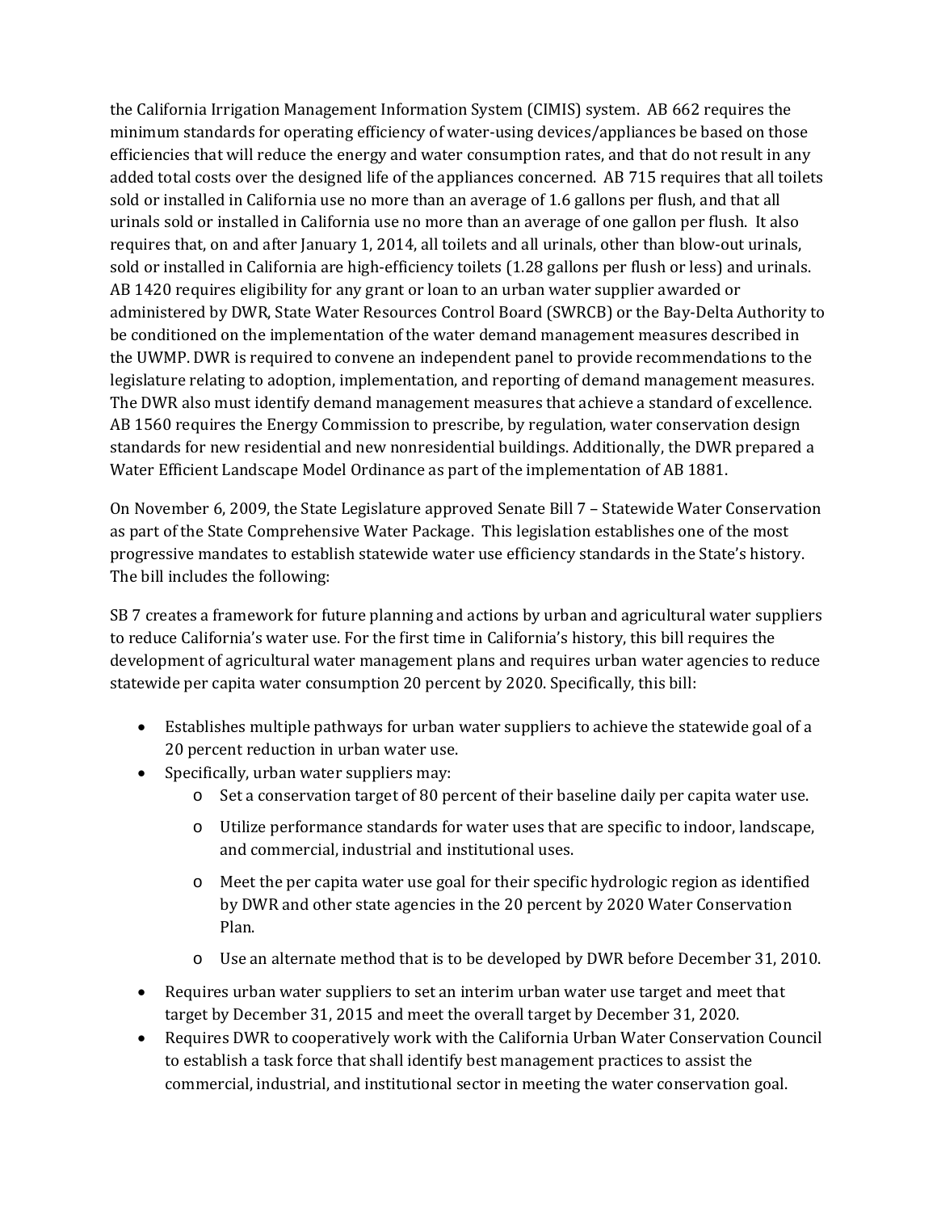the California Irrigation Management Information System (CIMIS) system. AB 662 requires the minimum standards for operating efficiency of water-using devices/appliances be based on those efficiencies that will reduce the energy and water consumption rates, and that do not result in any added total costs over the designed life of the appliances concerned. AB 715 requires that all toilets sold or installed in California use no more than an average of 1.6 gallons per flush, and that all urinals sold or installed in California use no more than an average of one gallon per flush. It also requires that, on and after January 1, 2014, all toilets and all urinals, other than blow-out urinals, sold or installed in California are high-efficiency toilets (1.28 gallons per flush or less) and urinals. AB 1420 requires eligibility for any grant or loan to an urban water supplier awarded or administered by DWR, State Water Resources Control Board (SWRCB) or the Bay-Delta Authority to be conditioned on the implementation of the water demand management measures described in the UWMP. DWR is required to convene an independent panel to provide recommendations to the legislature relating to adoption, implementation, and reporting of demand management measures. The DWR also must identify demand management measures that achieve a standard of excellence. AB 1560 requires the Energy Commission to prescribe, by regulation, water conservation design standards for new residential and new nonresidential buildings. Additionally, the DWR prepared a Water Efficient Landscape Model Ordinance as part of the implementation of AB 1881.

On November 6, 2009, the State Legislature approved Senate Bill 7 – Statewide Water Conservation as part of the State Comprehensive Water Package. This legislation establishes one of the most progressive mandates to establish statewide water use efficiency standards in the State's history. The bill includes the following:

SB 7 creates a framework for future planning and actions by urban and agricultural water suppliers to reduce California's water use. For the first time in California's history, this bill requires the development of agricultural water management plans and requires urban water agencies to reduce statewide per capita water consumption 20 percent by 2020. Specifically, this bill:

- Establishes multiple pathways for urban water suppliers to achieve the statewide goal of a 20 percent reduction in urban water use.
- Specifically, urban water suppliers may:
  - Set a conservation target of 80 percent of their baseline daily per capita water use.
  - Utilize performance standards for water uses that are specific to indoor, landscape, and commercial, industrial and institutional uses.
  - Meet the per capita water use goal for their specific hydrologic region as identified by DWR and other state agencies in the 20 percent by 2020 Water Conservation Plan.
  - Use an alternate method that is to be developed by DWR before December 31, 2010.
- Requires urban water suppliers to set an interim urban water use target and meet that target by December 31, 2015 and meet the overall target by December 31, 2020.
- Requires DWR to cooperatively work with the California Urban Water Conservation Council to establish a task force that shall identify best management practices to assist the commercial, industrial, and institutional sector in meeting the water conservation goal.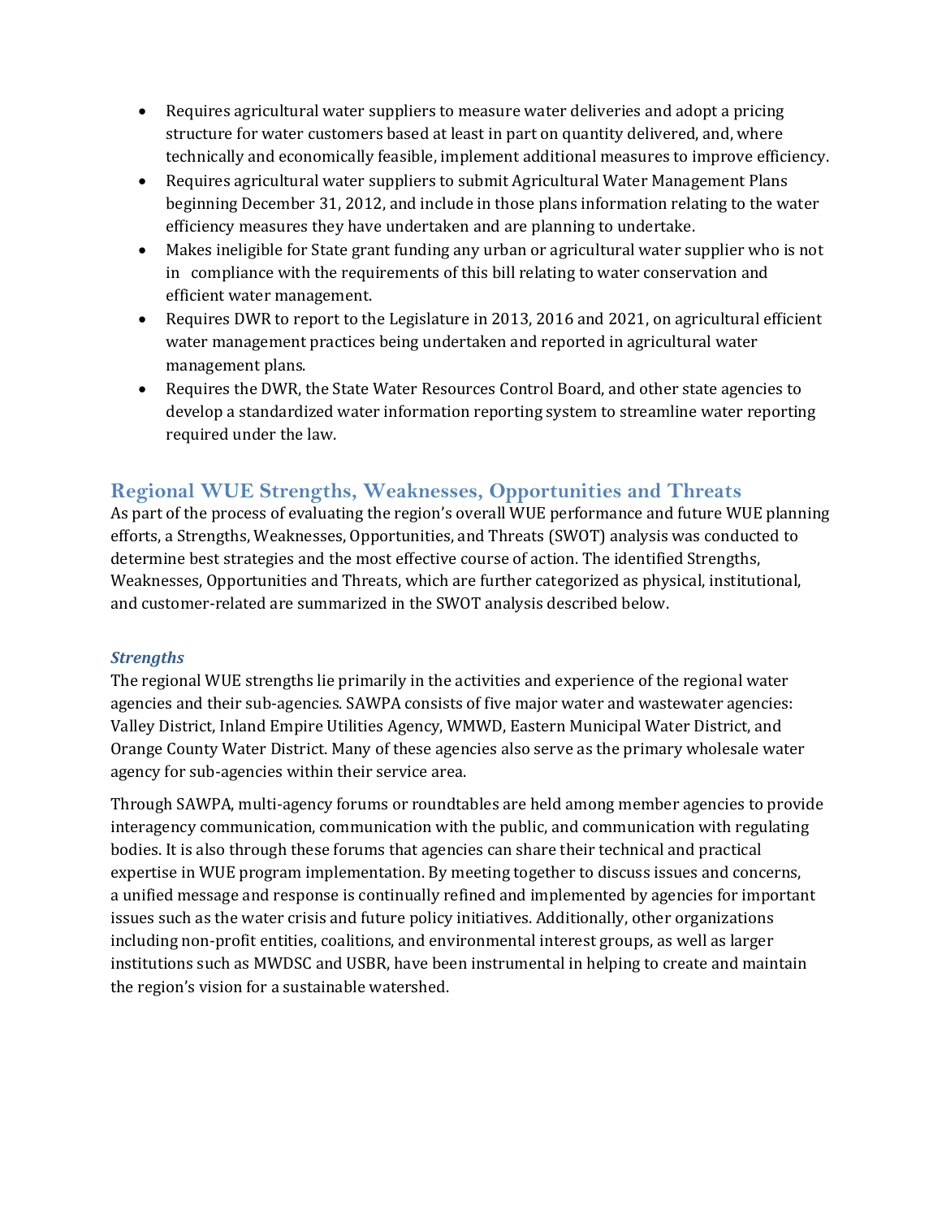- Requires agricultural water suppliers to measure water deliveries and adopt a pricing structure for water customers based at least in part on quantity delivered, and, where technically and economically feasible, implement additional measures to improve efficiency.
- Requires agricultural water suppliers to submit Agricultural Water Management Plans beginning December 31, 2012, and include in those plans information relating to the water efficiency measures they have undertaken and are planning to undertake.
- Makes ineligible for State grant funding any urban or agricultural water supplier who is not in compliance with the requirements of this bill relating to water conservation and efficient water management.
- Requires DWR to report to the Legislature in 2013, 2016 and 2021, on agricultural efficient water management practices being undertaken and reported in agricultural water management plans.
- Requires the DWR, the State Water Resources Control Board, and other state agencies to develop a standardized water information reporting system to streamline water reporting required under the law.

## Regional WUE Strengths, Weaknesses, Opportunities and Threats

As part of the process of evaluating the region's overall WUE performance and future WUE planning efforts, a Strengths, Weaknesses, Opportunities, and Threats (SWOT) analysis was conducted to determine best strategies and the most effective course of action. The identified Strengths, Weaknesses, Opportunities and Threats, which are further categorized as physical, institutional, and customer-related are summarized in the SWOT analysis described below.

### *Strengths*

The regional WUE strengths lie primarily in the activities and experience of the regional water agencies and their sub-agencies. SAWPA consists of five major water and wastewater agencies: Valley District, Inland Empire Utilities Agency, WMWD, Eastern Municipal Water District, and Orange County Water District. Many of these agencies also serve as the primary wholesale water agency for sub-agencies within their service area.

Through SAWPA, multi-agency forums or roundtables are held among member agencies to provide interagency communication, communication with the public, and communication with regulating bodies. It is also through these forums that agencies can share their technical and practical expertise in WUE program implementation. By meeting together to discuss issues and concerns, a unified message and response is continually refined and implemented by agencies for important issues such as the water crisis and future policy initiatives. Additionally, other organizations including non-profit entities, coalitions, and environmental interest groups, as well as larger institutions such as MWDSC and USBR, have been instrumental in helping to create and maintain the region's vision for a sustainable watershed.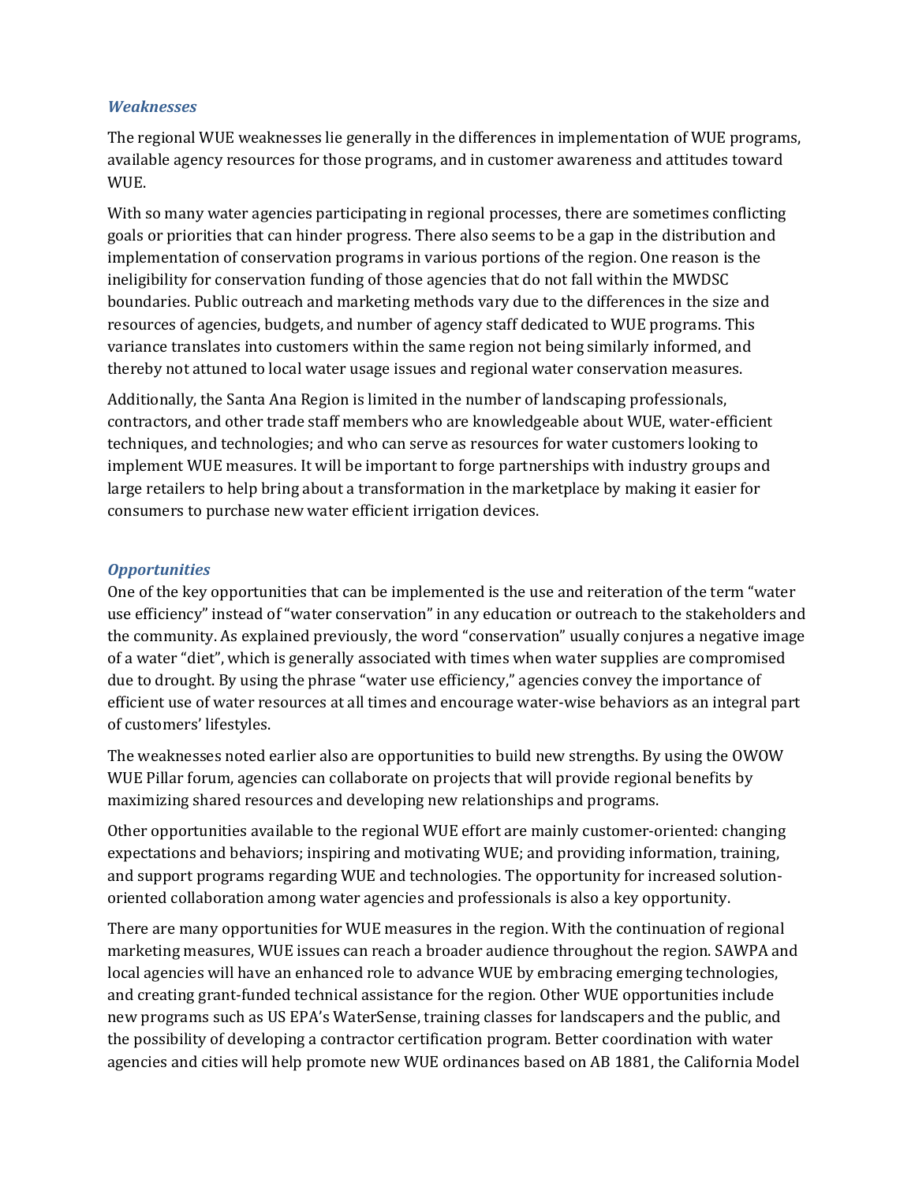### *Weaknesses*

The regional WUE weaknesses lie generally in the differences in implementation of WUE programs, available agency resources for those programs, and in customer awareness and attitudes toward WUE.

With so many water agencies participating in regional processes, there are sometimes conflicting goals or priorities that can hinder progress. There also seems to be a gap in the distribution and implementation of conservation programs in various portions of the region. One reason is the ineligibility for conservation funding of those agencies that do not fall within the MWDSC boundaries. Public outreach and marketing methods vary due to the differences in the size and resources of agencies, budgets, and number of agency staff dedicated to WUE programs. This variance translates into customers within the same region not being similarly informed, and thereby not attuned to local water usage issues and regional water conservation measures.

Additionally, the Santa Ana Region is limited in the number of landscaping professionals, contractors, and other trade staff members who are knowledgeable about WUE, water-efficient techniques, and technologies; and who can serve as resources for water customers looking to implement WUE measures. It will be important to forge partnerships with industry groups and large retailers to help bring about a transformation in the marketplace by making it easier for consumers to purchase new water efficient irrigation devices.

### *Opportunities*

One of the key opportunities that can be implemented is the use and reiteration of the term "water use efficiency" instead of "water conservation" in any education or outreach to the stakeholders and the community. As explained previously, the word "conservation" usually conjures a negative image of a water "diet", which is generally associated with times when water supplies are compromised due to drought. By using the phrase "water use efficiency," agencies convey the importance of efficient use of water resources at all times and encourage water-wise behaviors as an integral part of customers' lifestyles.

The weaknesses noted earlier also are opportunities to build new strengths. By using the OWOW WUE Pillar forum, agencies can collaborate on projects that will provide regional benefits by maximizing shared resources and developing new relationships and programs.

Other opportunities available to the regional WUE effort are mainly customer-oriented: changing expectations and behaviors; inspiring and motivating WUE; and providing information, training, and support programs regarding WUE and technologies. The opportunity for increased solution-oriented collaboration among water agencies and professionals is also a key opportunity.

There are many opportunities for WUE measures in the region. With the continuation of regional marketing measures, WUE issues can reach a broader audience throughout the region. SAWPA and local agencies will have an enhanced role to advance WUE by embracing emerging technologies, and creating grant-funded technical assistance for the region. Other WUE opportunities include new programs such as US EPA's WaterSense, training classes for landscapers and the public, and the possibility of developing a contractor certification program. Better coordination with water agencies and cities will help promote new WUE ordinances based on AB 1881, the California Model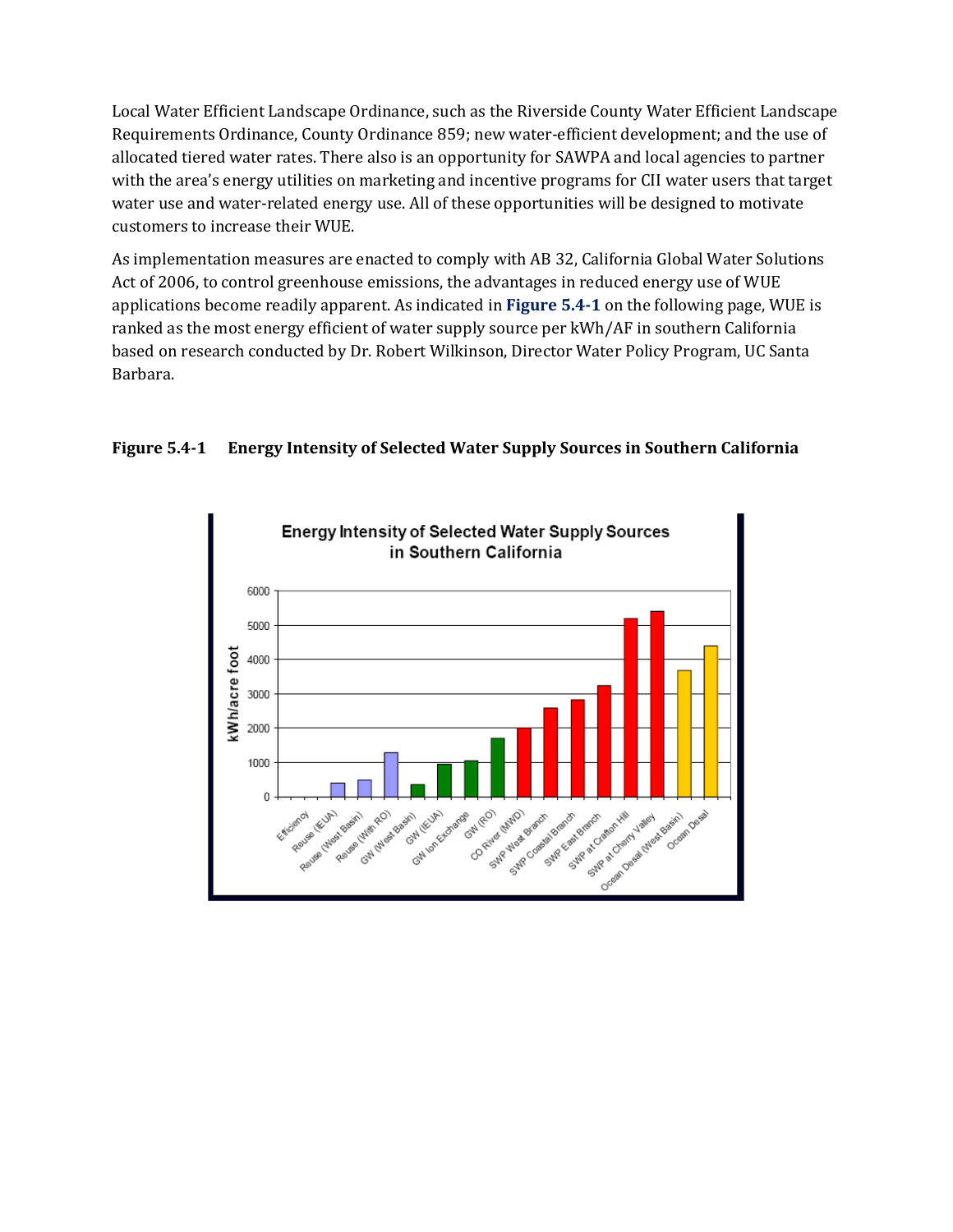Local Water Efficient Landscape Ordinance, such as the Riverside County Water Efficient Landscape Requirements Ordinance, County Ordinance 859; new water-efficient development; and the use of allocated tiered water rates. There also is an opportunity for SAWPA and local agencies to partner with the area's energy utilities on marketing and incentive programs for CII water users that target water use and water-related energy use. All of these opportunities will be designed to motivate customers to increase their WUE.

As implementation measures are enacted to comply with AB 32, California Global Water Solutions Act of 2006, to control greenhouse emissions, the advantages in reduced energy use of WUE applications become readily apparent. As indicated in **Figure 5.4-1** on the following page, WUE is ranked as the most energy efficient of water supply source per kWh/AF in southern California based on research conducted by Dr. Robert Wilkinson, Director Water Policy Program, UC Santa Barbara.

**Figure 5.4-1 Energy Intensity of Selected Water Supply Sources in Southern California**

Energy Intensity of Selected Water Supply Sources in Southern California

kWh/acre foot

6000
5000
4000
3000
2000
1000
0

Efficiency
Reuse (IEUA)
Reuse (West Basin)
Reuse (With RO)
GW (West Basin)
GW (IEUA)
GW Ion Exchange
GW (RO)
CO River (MWD)
SWP West Branch
SWP Coastal Branch
SWP East Branch
SWP at Crafton Hill
SWP at Cherry Valley
Ocean Desal (West Basin)
Ocean Desal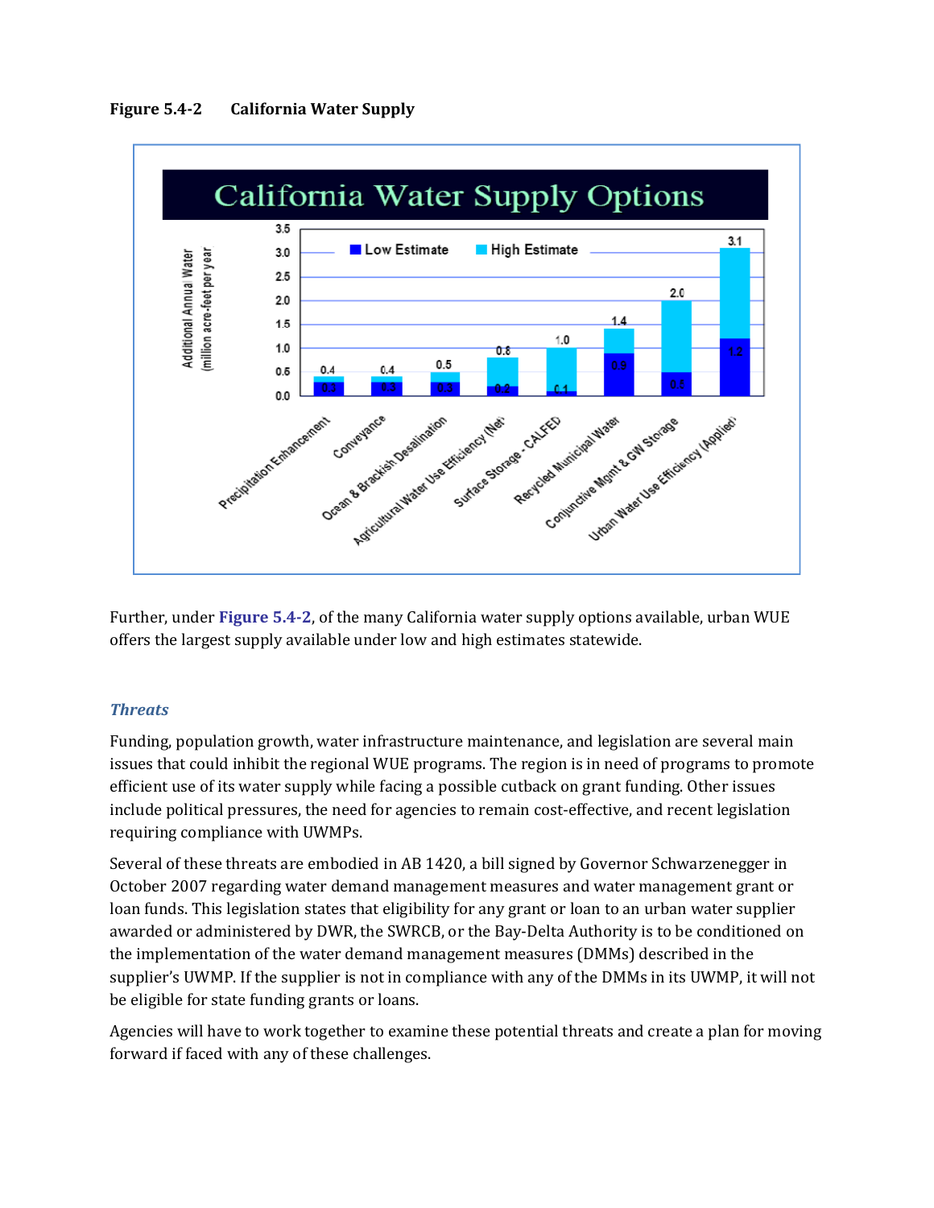**Figure 5.4-2 California Water Supply**

California Water Supply Options

Additional Annua Water (million acre-feet per year)

3.5
3.0
2.5
2.0
1.5
1.0
0.5
0.0

Low Estimate
High Estimate

Precipitation Enhancement 0.4 0.3
Conveyance 0.4 0.3
Ocean & Brackish Desalination 0.5 0.3
Agricultural Water Use Efficiency (Net) 0.8 0.2
Surface Storage - CALFED 1.0 0.1
Recycled Municipal Water 1.4 0.9
Conjunctive Mgmt & GW Storage 2.0 0.5
Urban Water Use Efficiency (Applied) 3.1 1.2

Further, under Figure 5.4-2, of the many California water supply options available, urban WUE offers the largest supply available under low and high estimates statewide.

### *Threats*

Funding, population growth, water infrastructure maintenance, and legislation are several main issues that could inhibit the regional WUE programs. The region is in need of programs to promote efficient use of its water supply while facing a possible cutback on grant funding. Other issues include political pressures, the need for agencies to remain cost-effective, and recent legislation requiring compliance with UWMPs.

Several of these threats are embodied in AB 1420, a bill signed by Governor Schwarzenegger in October 2007 regarding water demand management measures and water management grant or loan funds. This legislation states that eligibility for any grant or loan to an urban water supplier awarded or administered by DWR, the SWRCB, or the Bay-Delta Authority is to be conditioned on the implementation of the water demand management measures (DMMs) described in the supplier's UWMP. If the supplier is not in compliance with any of the DMMs in its UWMP, it will not be eligible for state funding grants or loans.

Agencies will have to work together to examine these potential threats and create a plan for moving forward if faced with any of these challenges.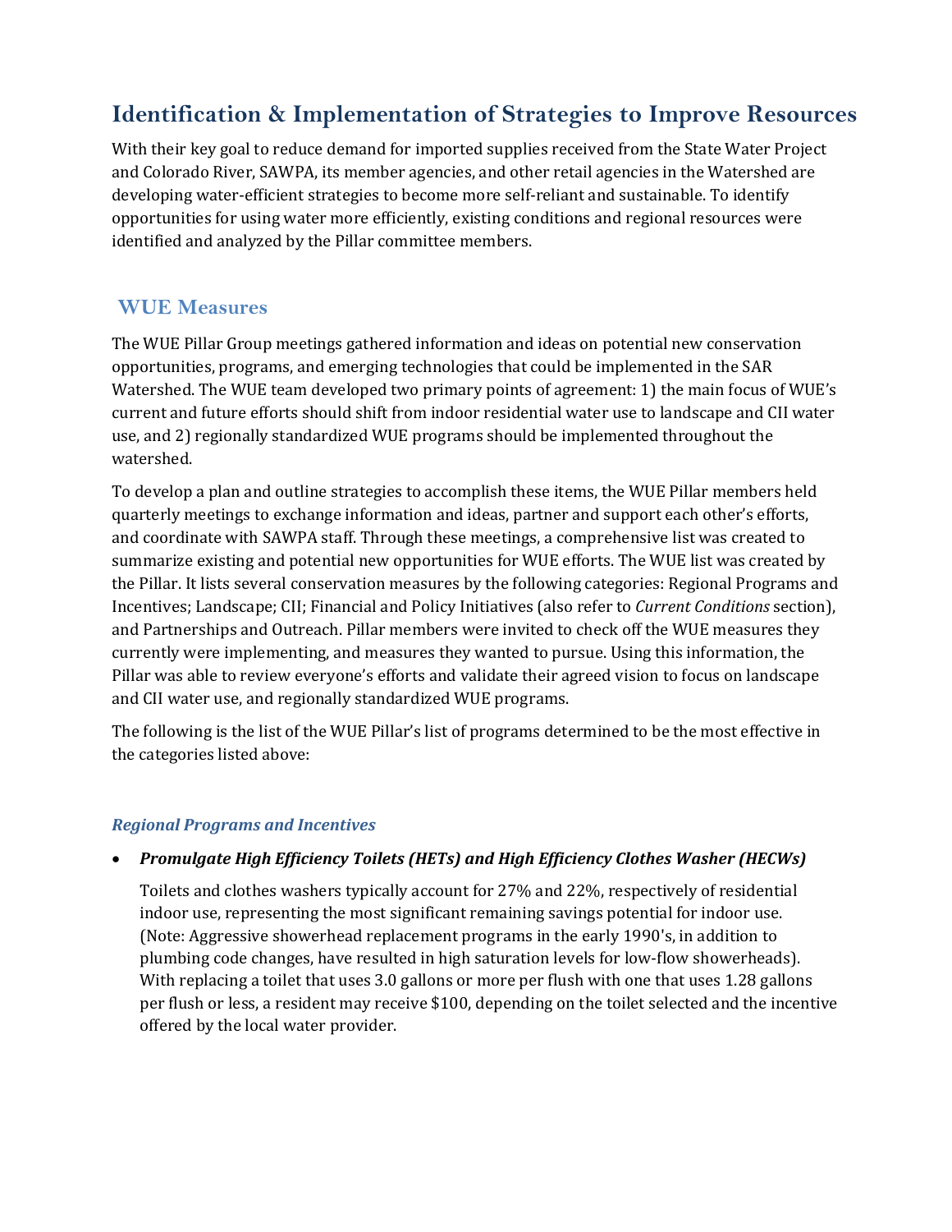# Identification & Implementation of Strategies to Improve Resources

With their key goal to reduce demand for imported supplies received from the State Water Project and Colorado River, SAWPA, its member agencies, and other retail agencies in the Watershed are developing water-efficient strategies to become more self-reliant and sustainable. To identify opportunities for using water more efficiently, existing conditions and regional resources were identified and analyzed by the Pillar committee members.

## WUE Measures

The WUE Pillar Group meetings gathered information and ideas on potential new conservation opportunities, programs, and emerging technologies that could be implemented in the SAR Watershed. The WUE team developed two primary points of agreement: 1) the main focus of WUE's current and future efforts should shift from indoor residential water use to landscape and CII water use, and 2) regionally standardized WUE programs should be implemented throughout the watershed.

To develop a plan and outline strategies to accomplish these items, the WUE Pillar members held quarterly meetings to exchange information and ideas, partner and support each other's efforts, and coordinate with SAWPA staff. Through these meetings, a comprehensive list was created to summarize existing and potential new opportunities for WUE efforts. The WUE list was created by the Pillar. It lists several conservation measures by the following categories: Regional Programs and Incentives; Landscape; CII; Financial and Policy Initiatives (also refer to *Current Conditions* section), and Partnerships and Outreach. Pillar members were invited to check off the WUE measures they currently were implementing, and measures they wanted to pursue. Using this information, the Pillar was able to review everyone's efforts and validate their agreed vision to focus on landscape and CII water use, and regionally standardized WUE programs.

The following is the list of the WUE Pillar's list of programs determined to be the most effective in the categories listed above:

### *Regional Programs and Incentives*

- ***Promulgate High Efficiency Toilets (HETs) and High Efficiency Clothes Washer (HECWs)***

  Toilets and clothes washers typically account for 27% and 22%, respectively of residential indoor use, representing the most significant remaining savings potential for indoor use. (Note: Aggressive showerhead replacement programs in the early 1990's, in addition to plumbing code changes, have resulted in high saturation levels for low-flow showerheads). With replacing a toilet that uses 3.0 gallons or more per flush with one that uses 1.28 gallons per flush or less, a resident may receive $100, depending on the toilet selected and the incentive offered by the local water provider.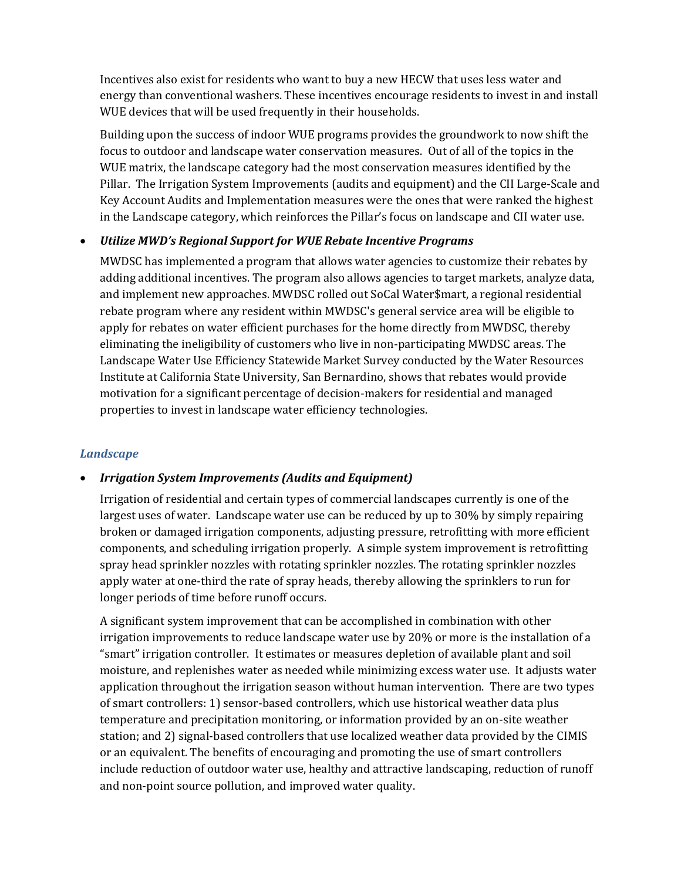Incentives also exist for residents who want to buy a new HECW that uses less water and energy than conventional washers. These incentives encourage residents to invest in and install WUE devices that will be used frequently in their households.

Building upon the success of indoor WUE programs provides the groundwork to now shift the focus to outdoor and landscape water conservation measures. Out of all of the topics in the WUE matrix, the landscape category had the most conservation measures identified by the Pillar. The Irrigation System Improvements (audits and equipment) and the CII Large-Scale and Key Account Audits and Implementation measures were the ones that were ranked the highest in the Landscape category, which reinforces the Pillar's focus on landscape and CII water use.

- ***Utilize MWD's Regional Support for WUE Rebate Incentive Programs***

  MWDSC has implemented a program that allows water agencies to customize their rebates by adding additional incentives. The program also allows agencies to target markets, analyze data, and implement new approaches. MWDSC rolled out SoCal Water$mart, a regional residential rebate program where any resident within MWDSC's general service area will be eligible to apply for rebates on water efficient purchases for the home directly from MWDSC, thereby eliminating the ineligibility of customers who live in non-participating MWDSC areas. The Landscape Water Use Efficiency Statewide Market Survey conducted by the Water Resources Institute at California State University, San Bernardino, shows that rebates would provide motivation for a significant percentage of decision-makers for residential and managed properties to invest in landscape water efficiency technologies.

### *Landscape*

- ***Irrigation System Improvements (Audits and Equipment)***

  Irrigation of residential and certain types of commercial landscapes currently is one of the largest uses of water. Landscape water use can be reduced by up to 30% by simply repairing broken or damaged irrigation components, adjusting pressure, retrofitting with more efficient components, and scheduling irrigation properly. A simple system improvement is retrofitting spray head sprinkler nozzles with rotating sprinkler nozzles. The rotating sprinkler nozzles apply water at one-third the rate of spray heads, thereby allowing the sprinklers to run for longer periods of time before runoff occurs.

  A significant system improvement that can be accomplished in combination with other irrigation improvements to reduce landscape water use by 20% or more is the installation of a "smart" irrigation controller. It estimates or measures depletion of available plant and soil moisture, and replenishes water as needed while minimizing excess water use. It adjusts water application throughout the irrigation season without human intervention. There are two types of smart controllers: 1) sensor-based controllers, which use historical weather data plus temperature and precipitation monitoring, or information provided by an on-site weather station; and 2) signal-based controllers that use localized weather data provided by the CIMIS or an equivalent. The benefits of encouraging and promoting the use of smart controllers include reduction of outdoor water use, healthy and attractive landscaping, reduction of runoff and non-point source pollution, and improved water quality.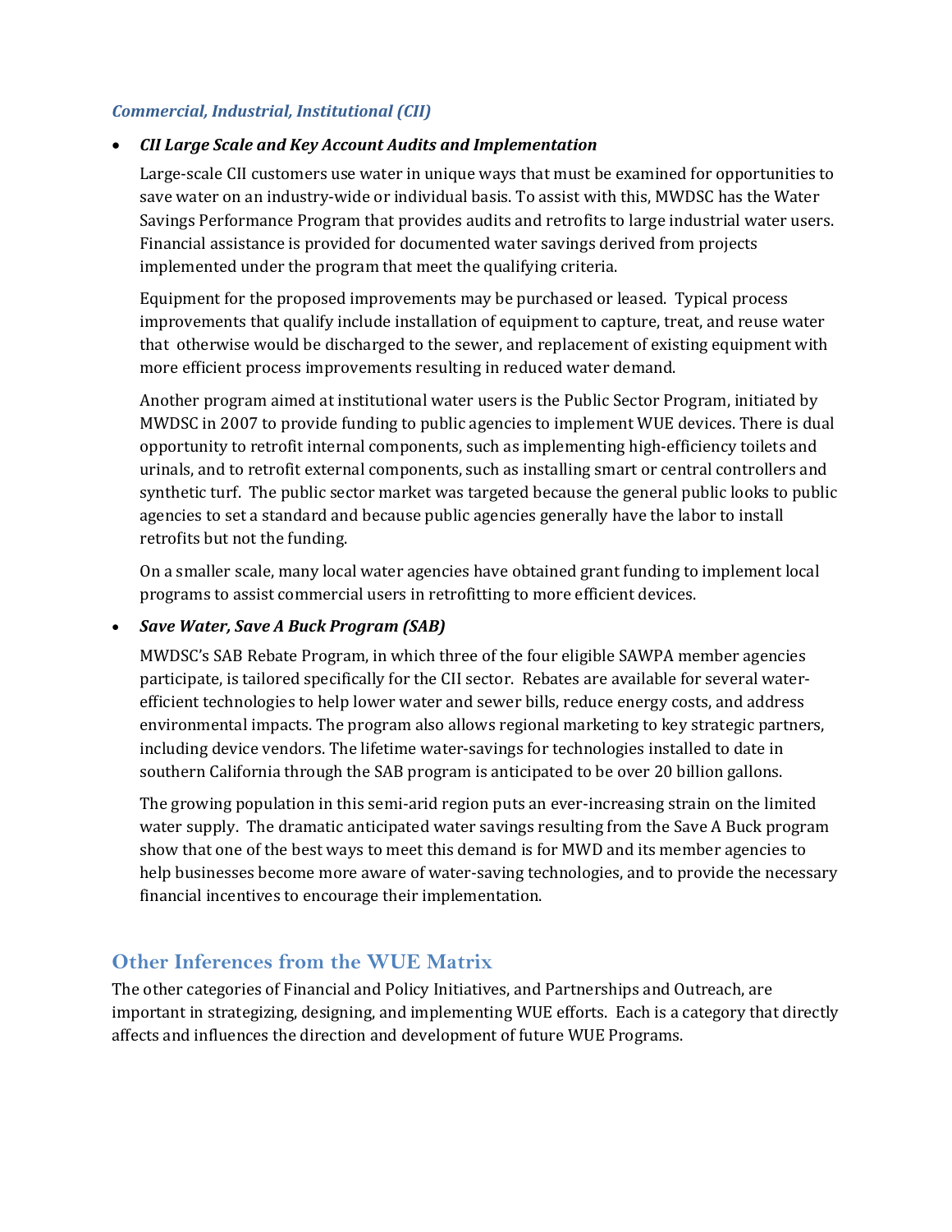### *Commercial, Industrial, Institutional (CII)*

- ***CII Large Scale and Key Account Audits and Implementation***

  Large-scale CII customers use water in unique ways that must be examined for opportunities to save water on an industry-wide or individual basis. To assist with this, MWDSC has the Water Savings Performance Program that provides audits and retrofits to large industrial water users. Financial assistance is provided for documented water savings derived from projects implemented under the program that meet the qualifying criteria.

  Equipment for the proposed improvements may be purchased or leased. Typical process improvements that qualify include installation of equipment to capture, treat, and reuse water that otherwise would be discharged to the sewer, and replacement of existing equipment with more efficient process improvements resulting in reduced water demand.

  Another program aimed at institutional water users is the Public Sector Program, initiated by MWDSC in 2007 to provide funding to public agencies to implement WUE devices. There is dual opportunity to retrofit internal components, such as implementing high-efficiency toilets and urinals, and to retrofit external components, such as installing smart or central controllers and synthetic turf. The public sector market was targeted because the general public looks to public agencies to set a standard and because public agencies generally have the labor to install retrofits but not the funding.

  On a smaller scale, many local water agencies have obtained grant funding to implement local programs to assist commercial users in retrofitting to more efficient devices.

- ***Save Water, Save A Buck Program (SAB)***

  MWDSC's SAB Rebate Program, in which three of the four eligible SAWPA member agencies participate, is tailored specifically for the CII sector. Rebates are available for several water-efficient technologies to help lower water and sewer bills, reduce energy costs, and address environmental impacts. The program also allows regional marketing to key strategic partners, including device vendors. The lifetime water-savings for technologies installed to date in southern California through the SAB program is anticipated to be over 20 billion gallons.

  The growing population in this semi-arid region puts an ever-increasing strain on the limited water supply. The dramatic anticipated water savings resulting from the Save A Buck program show that one of the best ways to meet this demand is for MWD and its member agencies to help businesses become more aware of water-saving technologies, and to provide the necessary financial incentives to encourage their implementation.

## Other Inferences from the WUE Matrix

The other categories of Financial and Policy Initiatives, and Partnerships and Outreach, are important in strategizing, designing, and implementing WUE efforts. Each is a category that directly affects and influences the direction and development of future WUE Programs.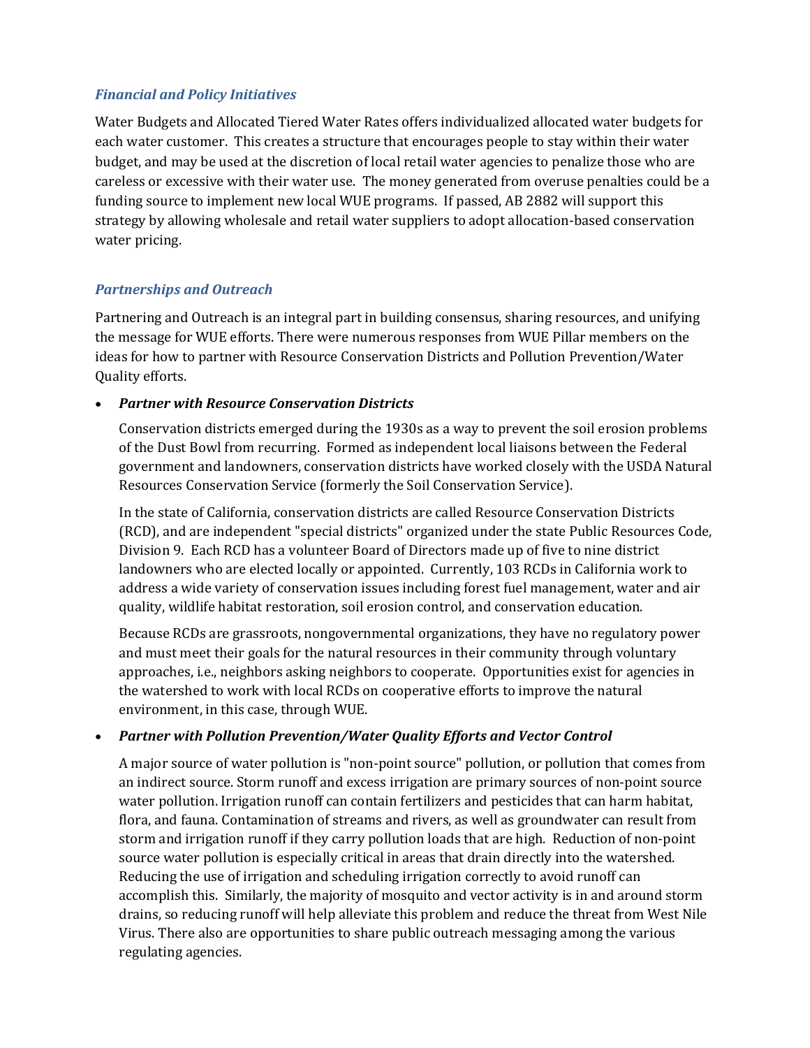### *Financial and Policy Initiatives*

Water Budgets and Allocated Tiered Water Rates offers individualized allocated water budgets for each water customer. This creates a structure that encourages people to stay within their water budget, and may be used at the discretion of local retail water agencies to penalize those who are careless or excessive with their water use. The money generated from overuse penalties could be a funding source to implement new local WUE programs. If passed, AB 2882 will support this strategy by allowing wholesale and retail water suppliers to adopt allocation-based conservation water pricing.

### *Partnerships and Outreach*

Partnering and Outreach is an integral part in building consensus, sharing resources, and unifying the message for WUE efforts. There were numerous responses from WUE Pillar members on the ideas for how to partner with Resource Conservation Districts and Pollution Prevention/Water Quality efforts.

- ***Partner with Resource Conservation Districts***

  Conservation districts emerged during the 1930s as a way to prevent the soil erosion problems of the Dust Bowl from recurring. Formed as independent local liaisons between the Federal government and landowners, conservation districts have worked closely with the USDA Natural Resources Conservation Service (formerly the Soil Conservation Service).

  In the state of California, conservation districts are called Resource Conservation Districts (RCD), and are independent "special districts" organized under the state Public Resources Code, Division 9. Each RCD has a volunteer Board of Directors made up of five to nine district landowners who are elected locally or appointed. Currently, 103 RCDs in California work to address a wide variety of conservation issues including forest fuel management, water and air quality, wildlife habitat restoration, soil erosion control, and conservation education.

  Because RCDs are grassroots, nongovernmental organizations, they have no regulatory power and must meet their goals for the natural resources in their community through voluntary approaches, i.e., neighbors asking neighbors to cooperate. Opportunities exist for agencies in the watershed to work with local RCDs on cooperative efforts to improve the natural environment, in this case, through WUE.

- ***Partner with Pollution Prevention/Water Quality Efforts and Vector Control***

  A major source of water pollution is "non-point source" pollution, or pollution that comes from an indirect source. Storm runoff and excess irrigation are primary sources of non-point source water pollution. Irrigation runoff can contain fertilizers and pesticides that can harm habitat, flora, and fauna. Contamination of streams and rivers, as well as groundwater can result from storm and irrigation runoff if they carry pollution loads that are high. Reduction of non-point source water pollution is especially critical in areas that drain directly into the watershed. Reducing the use of irrigation and scheduling irrigation correctly to avoid runoff can accomplish this. Similarly, the majority of mosquito and vector activity is in and around storm drains, so reducing runoff will help alleviate this problem and reduce the threat from West Nile Virus. There also are opportunities to share public outreach messaging among the various regulating agencies.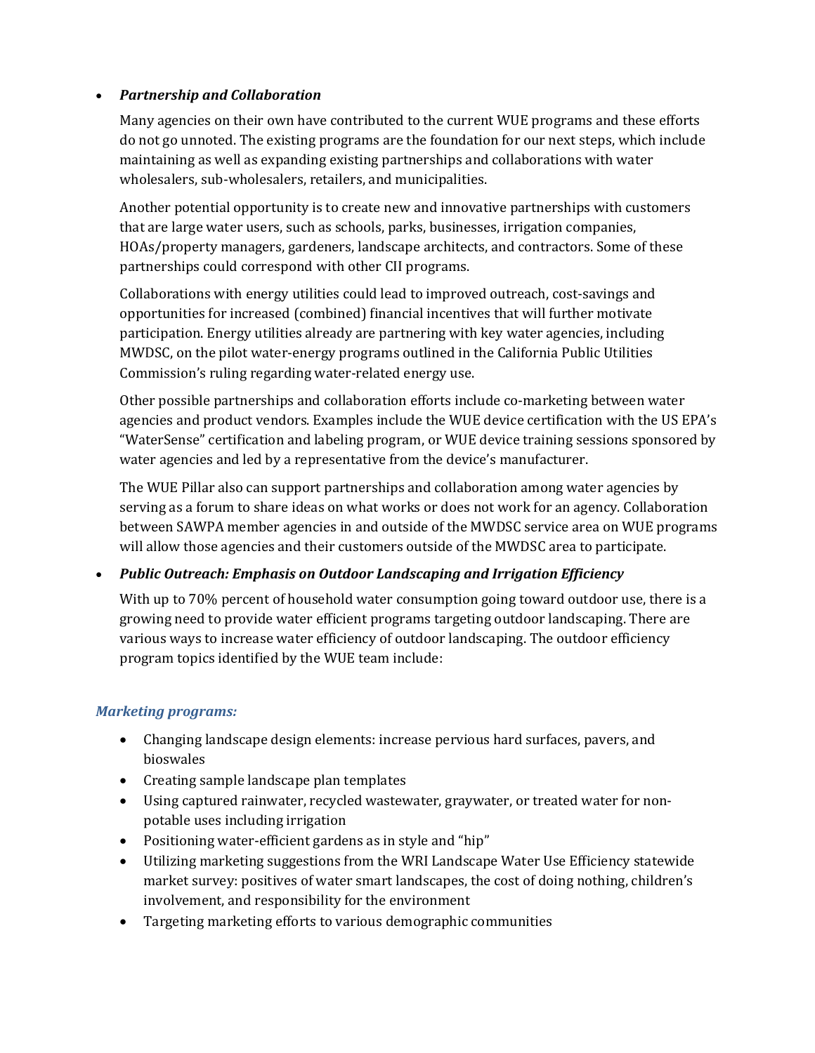- ***Partnership and Collaboration***

  Many agencies on their own have contributed to the current WUE programs and these efforts do not go unnoted. The existing programs are the foundation for our next steps, which include maintaining as well as expanding existing partnerships and collaborations with water wholesalers, sub-wholesalers, retailers, and municipalities.

  Another potential opportunity is to create new and innovative partnerships with customers that are large water users, such as schools, parks, businesses, irrigation companies, HOAs/property managers, gardeners, landscape architects, and contractors. Some of these partnerships could correspond with other CII programs.

  Collaborations with energy utilities could lead to improved outreach, cost-savings and opportunities for increased (combined) financial incentives that will further motivate participation. Energy utilities already are partnering with key water agencies, including MWDSC, on the pilot water-energy programs outlined in the California Public Utilities Commission's ruling regarding water-related energy use.

  Other possible partnerships and collaboration efforts include co-marketing between water agencies and product vendors. Examples include the WUE device certification with the US EPA's "WaterSense" certification and labeling program, or WUE device training sessions sponsored by water agencies and led by a representative from the device's manufacturer.

  The WUE Pillar also can support partnerships and collaboration among water agencies by serving as a forum to share ideas on what works or does not work for an agency. Collaboration between SAWPA member agencies in and outside of the MWDSC service area on WUE programs will allow those agencies and their customers outside of the MWDSC area to participate.

- ***Public Outreach: Emphasis on Outdoor Landscaping and Irrigation Efficiency***

  With up to 70% percent of household water consumption going toward outdoor use, there is a growing need to provide water efficient programs targeting outdoor landscaping. There are various ways to increase water efficiency of outdoor landscaping. The outdoor efficiency program topics identified by the WUE team include:

### *Marketing programs:*

- Changing landscape design elements: increase pervious hard surfaces, pavers, and bioswales
- Creating sample landscape plan templates
- Using captured rainwater, recycled wastewater, graywater, or treated water for non-potable uses including irrigation
- Positioning water-efficient gardens as in style and "hip"
- Utilizing marketing suggestions from the WRI Landscape Water Use Efficiency statewide market survey: positives of water smart landscapes, the cost of doing nothing, children's involvement, and responsibility for the environment
- Targeting marketing efforts to various demographic communities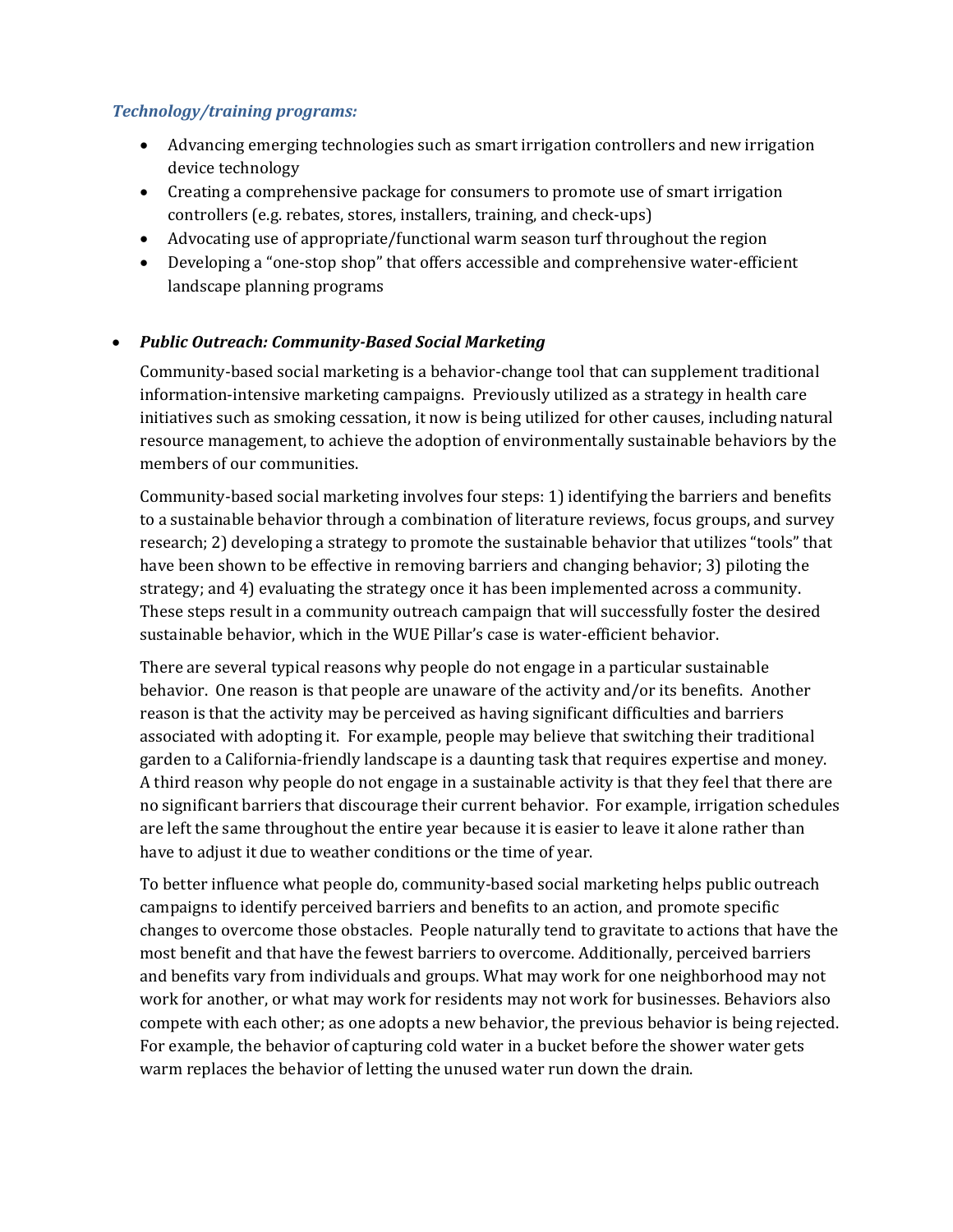*Technology/training programs:*

- Advancing emerging technologies such as smart irrigation controllers and new irrigation device technology
- Creating a comprehensive package for consumers to promote use of smart irrigation controllers (e.g. rebates, stores, installers, training, and check-ups)
- Advocating use of appropriate/functional warm season turf throughout the region
- Developing a "one-stop shop" that offers accessible and comprehensive water-efficient landscape planning programs

- ***Public Outreach: Community-Based Social Marketing***

  Community-based social marketing is a behavior-change tool that can supplement traditional information-intensive marketing campaigns. Previously utilized as a strategy in health care initiatives such as smoking cessation, it now is being utilized for other causes, including natural resource management, to achieve the adoption of environmentally sustainable behaviors by the members of our communities.

  Community-based social marketing involves four steps: 1) identifying the barriers and benefits to a sustainable behavior through a combination of literature reviews, focus groups, and survey research; 2) developing a strategy to promote the sustainable behavior that utilizes "tools" that have been shown to be effective in removing barriers and changing behavior; 3) piloting the strategy; and 4) evaluating the strategy once it has been implemented across a community. These steps result in a community outreach campaign that will successfully foster the desired sustainable behavior, which in the WUE Pillar's case is water-efficient behavior.

  There are several typical reasons why people do not engage in a particular sustainable behavior. One reason is that people are unaware of the activity and/or its benefits. Another reason is that the activity may be perceived as having significant difficulties and barriers associated with adopting it. For example, people may believe that switching their traditional garden to a California-friendly landscape is a daunting task that requires expertise and money. A third reason why people do not engage in a sustainable activity is that they feel that there are no significant barriers that discourage their current behavior. For example, irrigation schedules are left the same throughout the entire year because it is easier to leave it alone rather than have to adjust it due to weather conditions or the time of year.

  To better influence what people do, community-based social marketing helps public outreach campaigns to identify perceived barriers and benefits to an action, and promote specific changes to overcome those obstacles. People naturally tend to gravitate to actions that have the most benefit and that have the fewest barriers to overcome. Additionally, perceived barriers and benefits vary from individuals and groups. What may work for one neighborhood may not work for another, or what may work for residents may not work for businesses. Behaviors also compete with each other; as one adopts a new behavior, the previous behavior is being rejected. For example, the behavior of capturing cold water in a bucket before the shower water gets warm replaces the behavior of letting the unused water run down the drain.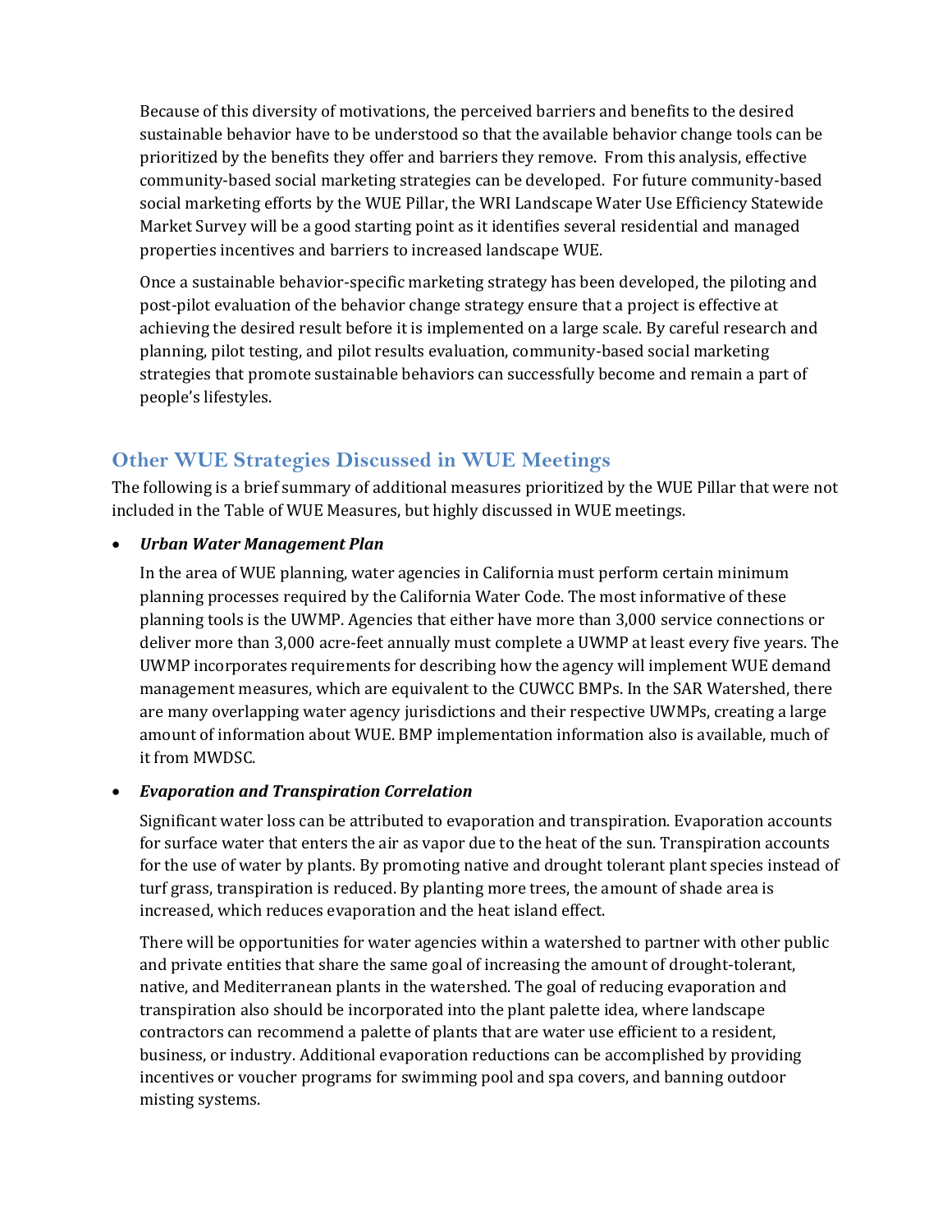Because of this diversity of motivations, the perceived barriers and benefits to the desired sustainable behavior have to be understood so that the available behavior change tools can be prioritized by the benefits they offer and barriers they remove. From this analysis, effective community-based social marketing strategies can be developed. For future community-based social marketing efforts by the WUE Pillar, the WRI Landscape Water Use Efficiency Statewide Market Survey will be a good starting point as it identifies several residential and managed properties incentives and barriers to increased landscape WUE.

Once a sustainable behavior-specific marketing strategy has been developed, the piloting and post-pilot evaluation of the behavior change strategy ensure that a project is effective at achieving the desired result before it is implemented on a large scale. By careful research and planning, pilot testing, and pilot results evaluation, community-based social marketing strategies that promote sustainable behaviors can successfully become and remain a part of people's lifestyles.

## Other WUE Strategies Discussed in WUE Meetings

The following is a brief summary of additional measures prioritized by the WUE Pillar that were not included in the Table of WUE Measures, but highly discussed in WUE meetings.

- ***Urban Water Management Plan***

  In the area of WUE planning, water agencies in California must perform certain minimum planning processes required by the California Water Code. The most informative of these planning tools is the UWMP. Agencies that either have more than 3,000 service connections or deliver more than 3,000 acre-feet annually must complete a UWMP at least every five years. The UWMP incorporates requirements for describing how the agency will implement WUE demand management measures, which are equivalent to the CUWCC BMPs. In the SAR Watershed, there are many overlapping water agency jurisdictions and their respective UWMPs, creating a large amount of information about WUE. BMP implementation information also is available, much of it from MWDSC.

- ***Evaporation and Transpiration Correlation***

  Significant water loss can be attributed to evaporation and transpiration. Evaporation accounts for surface water that enters the air as vapor due to the heat of the sun. Transpiration accounts for the use of water by plants. By promoting native and drought tolerant plant species instead of turf grass, transpiration is reduced. By planting more trees, the amount of shade area is increased, which reduces evaporation and the heat island effect.

  There will be opportunities for water agencies within a watershed to partner with other public and private entities that share the same goal of increasing the amount of drought-tolerant, native, and Mediterranean plants in the watershed. The goal of reducing evaporation and transpiration also should be incorporated into the plant palette idea, where landscape contractors can recommend a palette of plants that are water use efficient to a resident, business, or industry. Additional evaporation reductions can be accomplished by providing incentives or voucher programs for swimming pool and spa covers, and banning outdoor misting systems.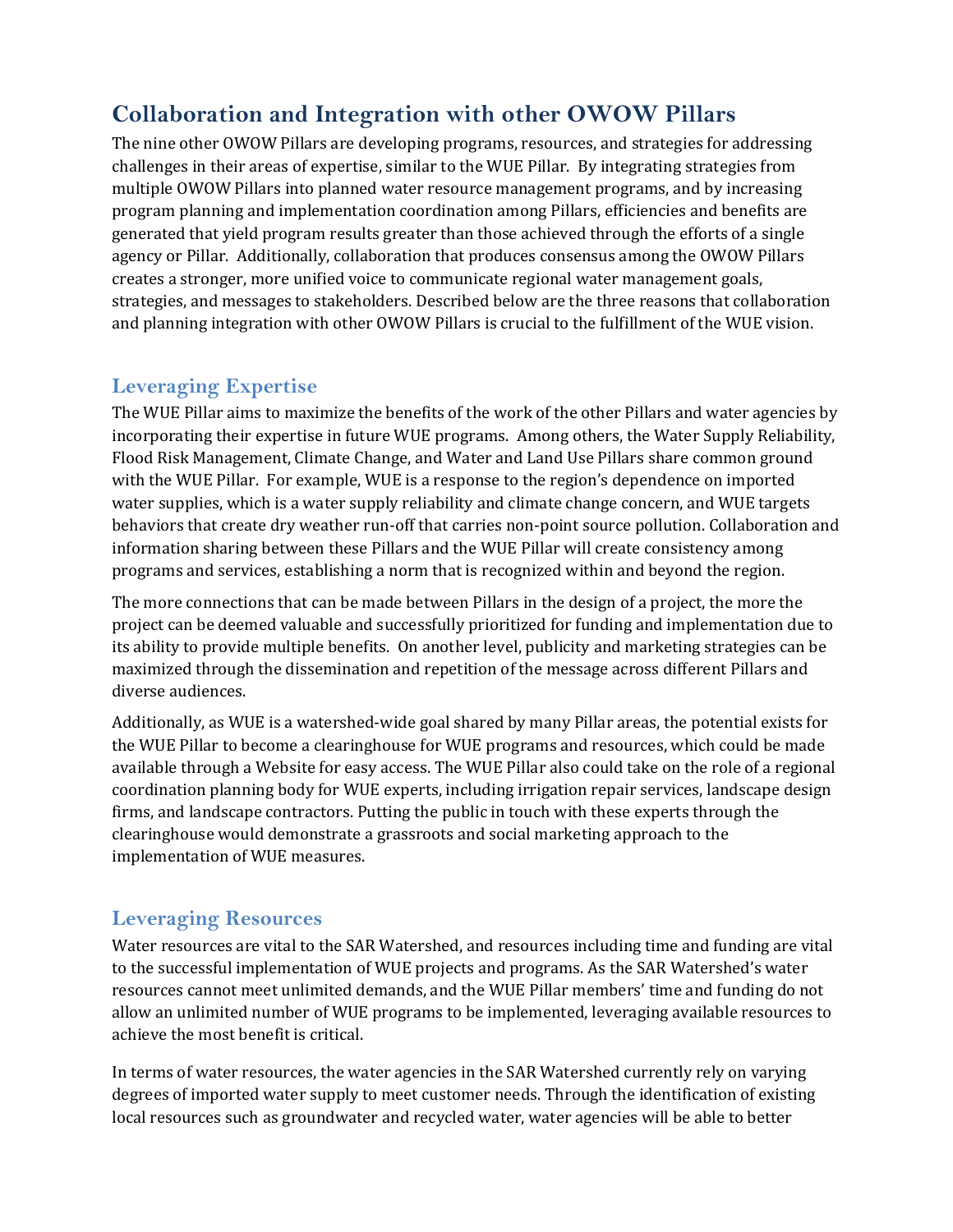## Collaboration and Integration with other OWOW Pillars

The nine other OWOW Pillars are developing programs, resources, and strategies for addressing challenges in their areas of expertise, similar to the WUE Pillar. By integrating strategies from multiple OWOW Pillars into planned water resource management programs, and by increasing program planning and implementation coordination among Pillars, efficiencies and benefits are generated that yield program results greater than those achieved through the efforts of a single agency or Pillar. Additionally, collaboration that produces consensus among the OWOW Pillars creates a stronger, more unified voice to communicate regional water management goals, strategies, and messages to stakeholders. Described below are the three reasons that collaboration and planning integration with other OWOW Pillars is crucial to the fulfillment of the WUE vision.

### Leveraging Expertise

The WUE Pillar aims to maximize the benefits of the work of the other Pillars and water agencies by incorporating their expertise in future WUE programs. Among others, the Water Supply Reliability, Flood Risk Management, Climate Change, and Water and Land Use Pillars share common ground with the WUE Pillar. For example, WUE is a response to the region's dependence on imported water supplies, which is a water supply reliability and climate change concern, and WUE targets behaviors that create dry weather run-off that carries non-point source pollution. Collaboration and information sharing between these Pillars and the WUE Pillar will create consistency among programs and services, establishing a norm that is recognized within and beyond the region.

The more connections that can be made between Pillars in the design of a project, the more the project can be deemed valuable and successfully prioritized for funding and implementation due to its ability to provide multiple benefits. On another level, publicity and marketing strategies can be maximized through the dissemination and repetition of the message across different Pillars and diverse audiences.

Additionally, as WUE is a watershed-wide goal shared by many Pillar areas, the potential exists for the WUE Pillar to become a clearinghouse for WUE programs and resources, which could be made available through a Website for easy access. The WUE Pillar also could take on the role of a regional coordination planning body for WUE experts, including irrigation repair services, landscape design firms, and landscape contractors. Putting the public in touch with these experts through the clearinghouse would demonstrate a grassroots and social marketing approach to the implementation of WUE measures.

### Leveraging Resources

Water resources are vital to the SAR Watershed, and resources including time and funding are vital to the successful implementation of WUE projects and programs. As the SAR Watershed's water resources cannot meet unlimited demands, and the WUE Pillar members' time and funding do not allow an unlimited number of WUE programs to be implemented, leveraging available resources to achieve the most benefit is critical.

In terms of water resources, the water agencies in the SAR Watershed currently rely on varying degrees of imported water supply to meet customer needs. Through the identification of existing local resources such as groundwater and recycled water, water agencies will be able to better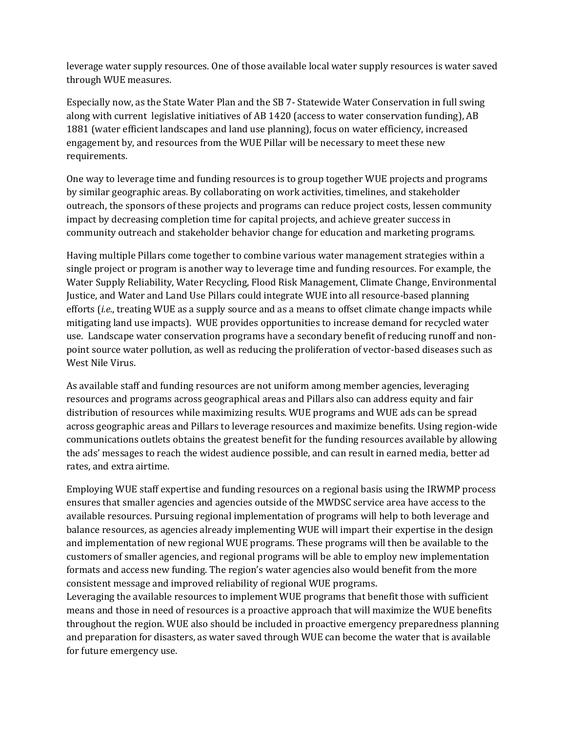leverage water supply resources. One of those available local water supply resources is water saved through WUE measures.

Especially now, as the State Water Plan and the SB 7- Statewide Water Conservation in full swing along with current legislative initiatives of AB 1420 (access to water conservation funding), AB 1881 (water efficient landscapes and land use planning), focus on water efficiency, increased engagement by, and resources from the WUE Pillar will be necessary to meet these new requirements.

One way to leverage time and funding resources is to group together WUE projects and programs by similar geographic areas. By collaborating on work activities, timelines, and stakeholder outreach, the sponsors of these projects and programs can reduce project costs, lessen community impact by decreasing completion time for capital projects, and achieve greater success in community outreach and stakeholder behavior change for education and marketing programs.

Having multiple Pillars come together to combine various water management strategies within a single project or program is another way to leverage time and funding resources. For example, the Water Supply Reliability, Water Recycling, Flood Risk Management, Climate Change, Environmental Justice, and Water and Land Use Pillars could integrate WUE into all resource-based planning efforts (*i.e.*, treating WUE as a supply source and as a means to offset climate change impacts while mitigating land use impacts). WUE provides opportunities to increase demand for recycled water use. Landscape water conservation programs have a secondary benefit of reducing runoff and non-point source water pollution, as well as reducing the proliferation of vector-based diseases such as West Nile Virus.

As available staff and funding resources are not uniform among member agencies, leveraging resources and programs across geographical areas and Pillars also can address equity and fair distribution of resources while maximizing results. WUE programs and WUE ads can be spread across geographic areas and Pillars to leverage resources and maximize benefits. Using region-wide communications outlets obtains the greatest benefit for the funding resources available by allowing the ads' messages to reach the widest audience possible, and can result in earned media, better ad rates, and extra airtime.

Employing WUE staff expertise and funding resources on a regional basis using the IRWMP process ensures that smaller agencies and agencies outside of the MWDSC service area have access to the available resources. Pursuing regional implementation of programs will help to both leverage and balance resources, as agencies already implementing WUE will impart their expertise in the design and implementation of new regional WUE programs. These programs will then be available to the customers of smaller agencies, and regional programs will be able to employ new implementation formats and access new funding. The region's water agencies also would benefit from the more consistent message and improved reliability of regional WUE programs.

Leveraging the available resources to implement WUE programs that benefit those with sufficient means and those in need of resources is a proactive approach that will maximize the WUE benefits throughout the region. WUE also should be included in proactive emergency preparedness planning and preparation for disasters, as water saved through WUE can become the water that is available for future emergency use.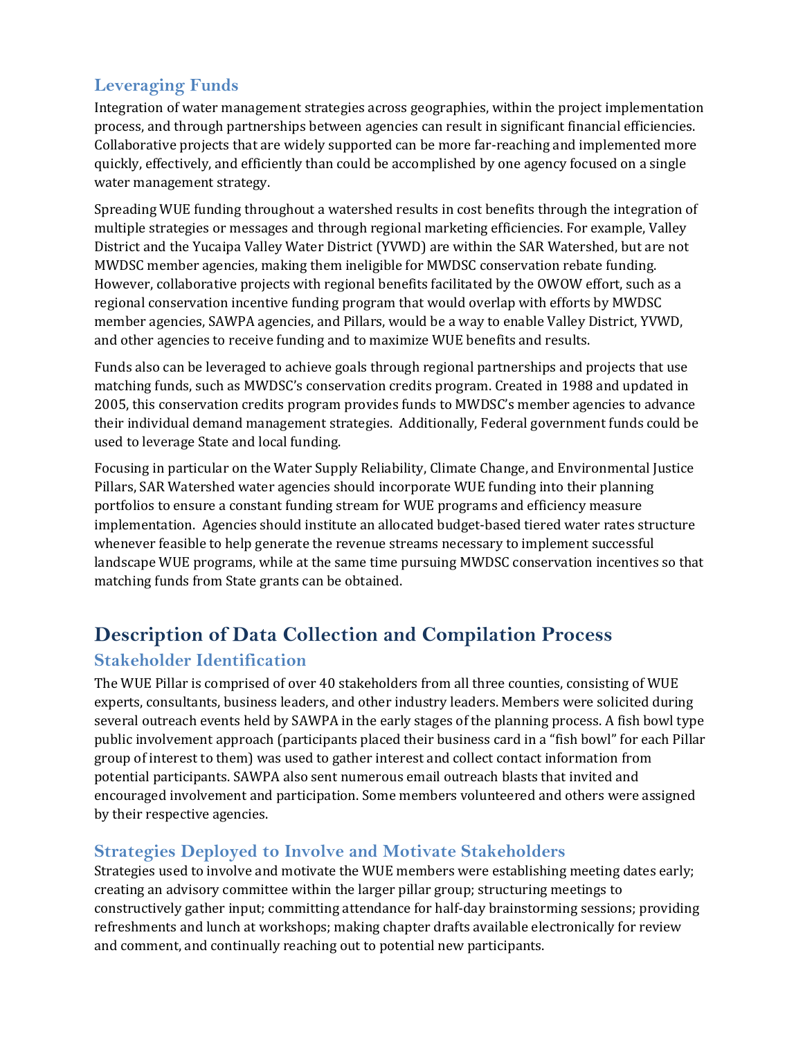### Leveraging Funds

Integration of water management strategies across geographies, within the project implementation process, and through partnerships between agencies can result in significant financial efficiencies. Collaborative projects that are widely supported can be more far-reaching and implemented more quickly, effectively, and efficiently than could be accomplished by one agency focused on a single water management strategy.

Spreading WUE funding throughout a watershed results in cost benefits through the integration of multiple strategies or messages and through regional marketing efficiencies. For example, Valley District and the Yucaipa Valley Water District (YVWD) are within the SAR Watershed, but are not MWDSC member agencies, making them ineligible for MWDSC conservation rebate funding. However, collaborative projects with regional benefits facilitated by the OWOW effort, such as a regional conservation incentive funding program that would overlap with efforts by MWDSC member agencies, SAWPA agencies, and Pillars, would be a way to enable Valley District, YVWD, and other agencies to receive funding and to maximize WUE benefits and results.

Funds also can be leveraged to achieve goals through regional partnerships and projects that use matching funds, such as MWDSC's conservation credits program. Created in 1988 and updated in 2005, this conservation credits program provides funds to MWDSC's member agencies to advance their individual demand management strategies. Additionally, Federal government funds could be used to leverage State and local funding.

Focusing in particular on the Water Supply Reliability, Climate Change, and Environmental Justice Pillars, SAR Watershed water agencies should incorporate WUE funding into their planning portfolios to ensure a constant funding stream for WUE programs and efficiency measure implementation. Agencies should institute an allocated budget-based tiered water rates structure whenever feasible to help generate the revenue streams necessary to implement successful landscape WUE programs, while at the same time pursuing MWDSC conservation incentives so that matching funds from State grants can be obtained.

## Description of Data Collection and Compilation Process

### Stakeholder Identification

The WUE Pillar is comprised of over 40 stakeholders from all three counties, consisting of WUE experts, consultants, business leaders, and other industry leaders. Members were solicited during several outreach events held by SAWPA in the early stages of the planning process. A fish bowl type public involvement approach (participants placed their business card in a "fish bowl" for each Pillar group of interest to them) was used to gather interest and collect contact information from potential participants. SAWPA also sent numerous email outreach blasts that invited and encouraged involvement and participation. Some members volunteered and others were assigned by their respective agencies.

### Strategies Deployed to Involve and Motivate Stakeholders

Strategies used to involve and motivate the WUE members were establishing meeting dates early; creating an advisory committee within the larger pillar group; structuring meetings to constructively gather input; committing attendance for half-day brainstorming sessions; providing refreshments and lunch at workshops; making chapter drafts available electronically for review and comment, and continually reaching out to potential new participants.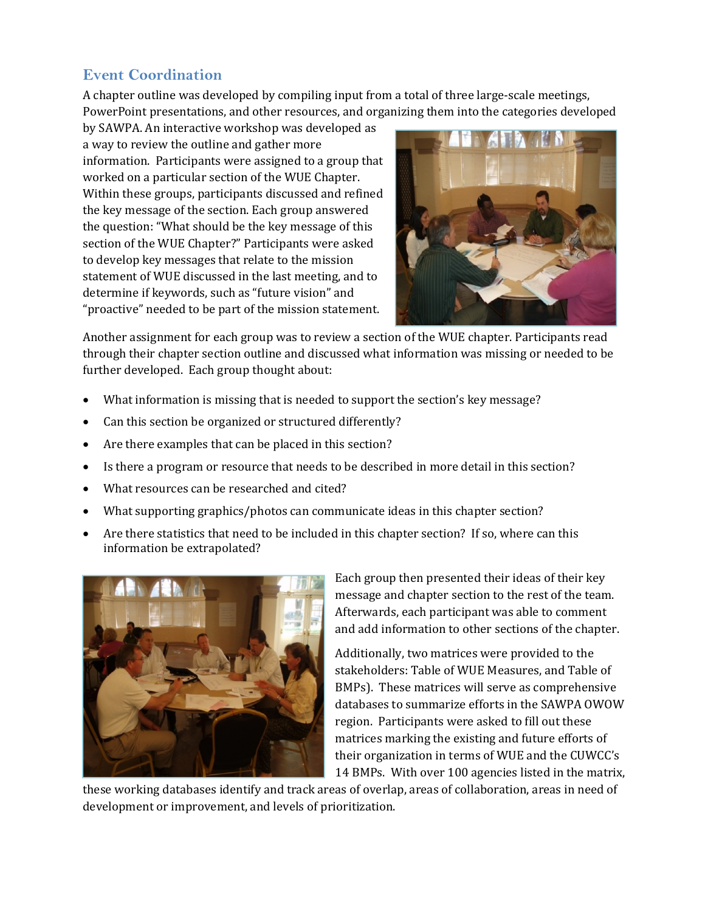## Event Coordination

A chapter outline was developed by compiling input from a total of three large-scale meetings, PowerPoint presentations, and other resources, and organizing them into the categories developed by SAWPA. An interactive workshop was developed as a way to review the outline and gather more information. Participants were assigned to a group that worked on a particular section of the WUE Chapter. Within these groups, participants discussed and refined the key message of the section. Each group answered the question: "What should be the key message of this section of the WUE Chapter?" Participants were asked to develop key messages that relate to the mission statement of WUE discussed in the last meeting, and to determine if keywords, such as "future vision" and "proactive" needed to be part of the mission statement.

Another assignment for each group was to review a section of the WUE chapter. Participants read through their chapter section outline and discussed what information was missing or needed to be further developed. Each group thought about:

- What information is missing that is needed to support the section's key message?
- Can this section be organized or structured differently?
- Are there examples that can be placed in this section?
- Is there a program or resource that needs to be described in more detail in this section?
- What resources can be researched and cited?
- What supporting graphics/photos can communicate ideas in this chapter section?
- Are there statistics that need to be included in this chapter section? If so, where can this information be extrapolated?

Each group then presented their ideas of their key message and chapter section to the rest of the team. Afterwards, each participant was able to comment and add information to other sections of the chapter.

Additionally, two matrices were provided to the stakeholders: Table of WUE Measures, and Table of BMPs). These matrices will serve as comprehensive databases to summarize efforts in the SAWPA OWOW region. Participants were asked to fill out these matrices marking the existing and future efforts of their organization in terms of WUE and the CUWCC's 14 BMPs. With over 100 agencies listed in the matrix, these working databases identify and track areas of overlap, areas of collaboration, areas in need of development or improvement, and levels of prioritization.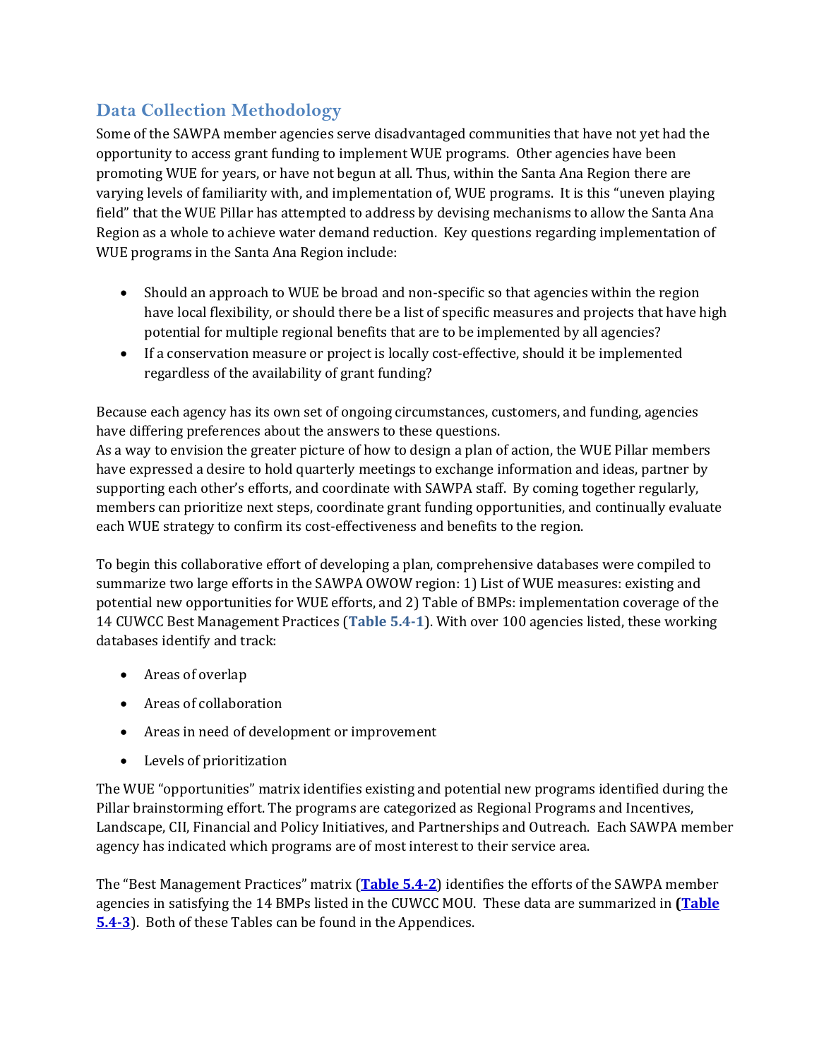## Data Collection Methodology

Some of the SAWPA member agencies serve disadvantaged communities that have not yet had the opportunity to access grant funding to implement WUE programs. Other agencies have been promoting WUE for years, or have not begun at all. Thus, within the Santa Ana Region there are varying levels of familiarity with, and implementation of, WUE programs. It is this "uneven playing field" that the WUE Pillar has attempted to address by devising mechanisms to allow the Santa Ana Region as a whole to achieve water demand reduction. Key questions regarding implementation of WUE programs in the Santa Ana Region include:

- Should an approach to WUE be broad and non-specific so that agencies within the region have local flexibility, or should there be a list of specific measures and projects that have high potential for multiple regional benefits that are to be implemented by all agencies?
- If a conservation measure or project is locally cost-effective, should it be implemented regardless of the availability of grant funding?

Because each agency has its own set of ongoing circumstances, customers, and funding, agencies have differing preferences about the answers to these questions.
As a way to envision the greater picture of how to design a plan of action, the WUE Pillar members have expressed a desire to hold quarterly meetings to exchange information and ideas, partner by supporting each other's efforts, and coordinate with SAWPA staff. By coming together regularly, members can prioritize next steps, coordinate grant funding opportunities, and continually evaluate each WUE strategy to confirm its cost-effectiveness and benefits to the region.

To begin this collaborative effort of developing a plan, comprehensive databases were compiled to summarize two large efforts in the SAWPA OWOW region: 1) List of WUE measures: existing and potential new opportunities for WUE efforts, and 2) Table of BMPs: implementation coverage of the 14 CUWCC Best Management Practices (**Table 5.4-1**). With over 100 agencies listed, these working databases identify and track:

- Areas of overlap
- Areas of collaboration
- Areas in need of development or improvement
- Levels of prioritization

The WUE "opportunities" matrix identifies existing and potential new programs identified during the Pillar brainstorming effort. The programs are categorized as Regional Programs and Incentives, Landscape, CII, Financial and Policy Initiatives, and Partnerships and Outreach. Each SAWPA member agency has indicated which programs are of most interest to their service area.

The "Best Management Practices" matrix (**Table 5.4-2**) identifies the efforts of the SAWPA member agencies in satisfying the 14 BMPs listed in the CUWCC MOU. These data are summarized in **(Table 5.4-3**). Both of these Tables can be found in the Appendices.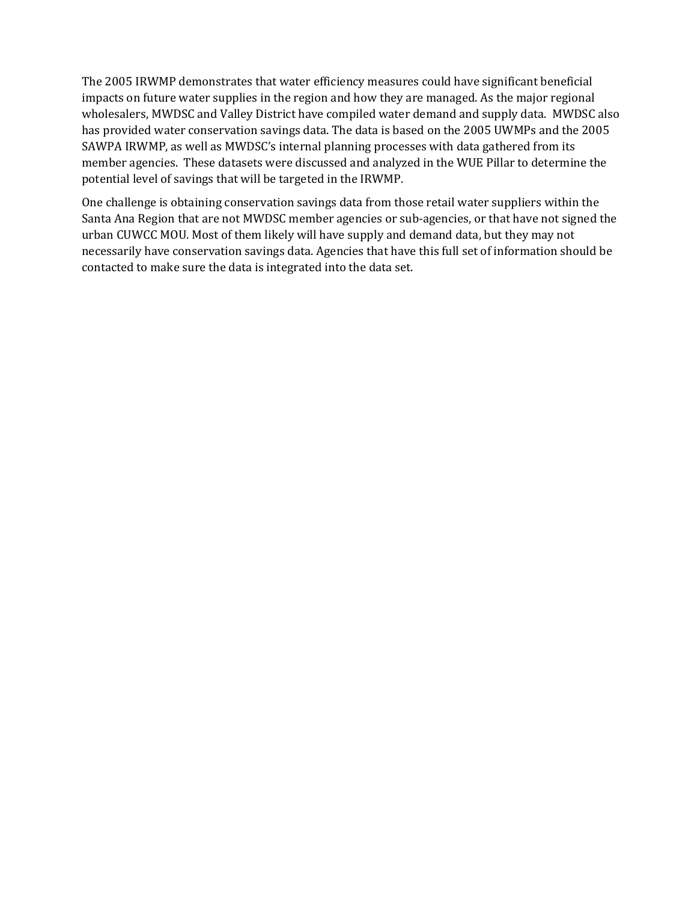The 2005 IRWMP demonstrates that water efficiency measures could have significant beneficial impacts on future water supplies in the region and how they are managed. As the major regional wholesalers, MWDSC and Valley District have compiled water demand and supply data. MWDSC also has provided water conservation savings data. The data is based on the 2005 UWMPs and the 2005 SAWPA IRWMP, as well as MWDSC's internal planning processes with data gathered from its member agencies. These datasets were discussed and analyzed in the WUE Pillar to determine the potential level of savings that will be targeted in the IRWMP.

One challenge is obtaining conservation savings data from those retail water suppliers within the Santa Ana Region that are not MWDSC member agencies or sub-agencies, or that have not signed the urban CUWCC MOU. Most of them likely will have supply and demand data, but they may not necessarily have conservation savings data. Agencies that have this full set of information should be contacted to make sure the data is integrated into the data set.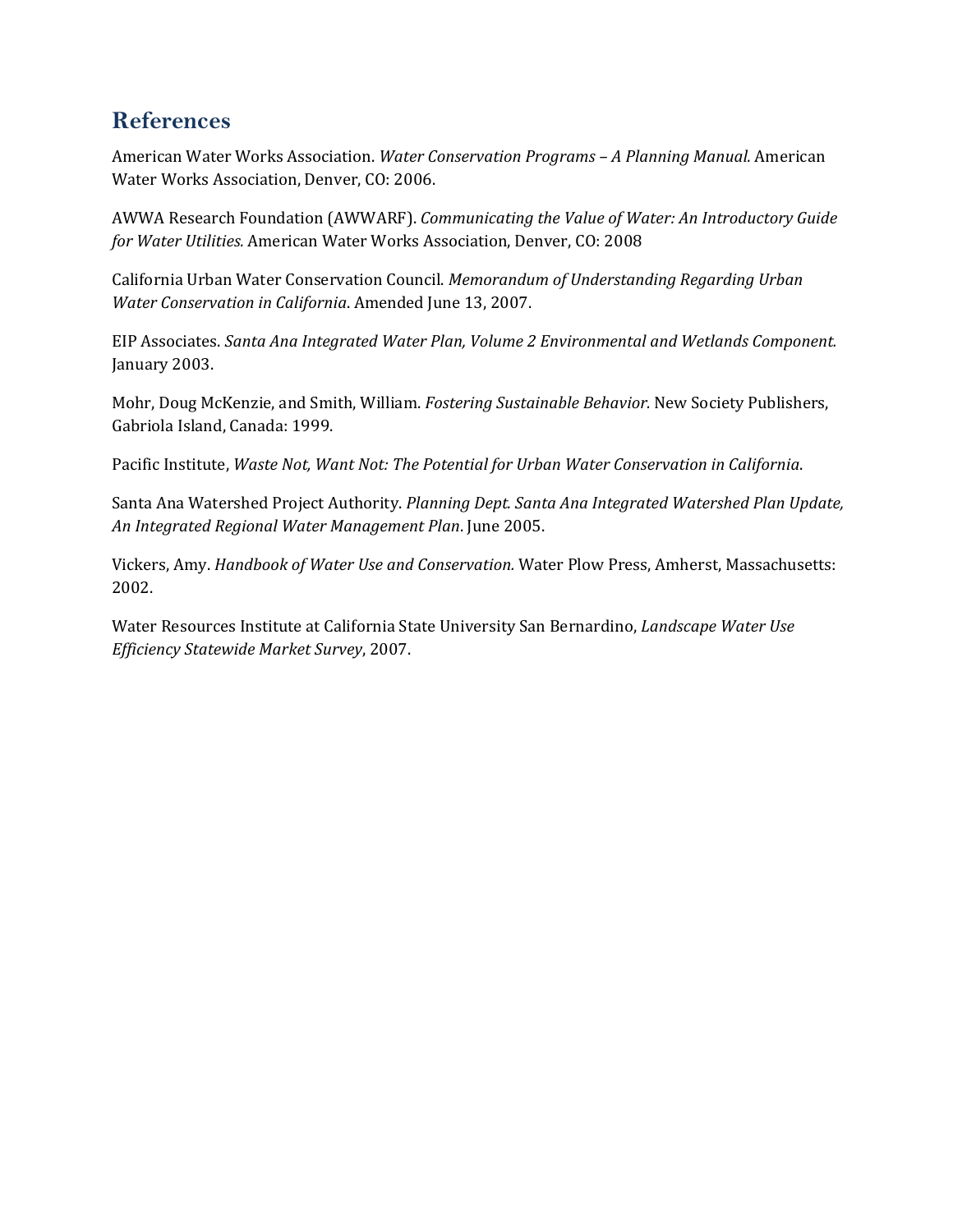## References

American Water Works Association. *Water Conservation Programs – A Planning Manual.* American Water Works Association, Denver, CO: 2006.

AWWA Research Foundation (AWWARF). *Communicating the Value of Water: An Introductory Guide for Water Utilities.* American Water Works Association, Denver, CO: 2008

California Urban Water Conservation Council. *Memorandum of Understanding Regarding Urban Water Conservation in California*. Amended June 13, 2007.

EIP Associates. *Santa Ana Integrated Water Plan, Volume 2 Environmental and Wetlands Component.* January 2003.

Mohr, Doug McKenzie, and Smith, William. *Fostering Sustainable Behavior.* New Society Publishers, Gabriola Island, Canada: 1999.

Pacific Institute, *Waste Not, Want Not: The Potential for Urban Water Conservation in California*.

Santa Ana Watershed Project Authority. *Planning Dept. Santa Ana Integrated Watershed Plan Update, An Integrated Regional Water Management Plan*. June 2005.

Vickers, Amy. *Handbook of Water Use and Conservation.* Water Plow Press, Amherst, Massachusetts: 2002.

Water Resources Institute at California State University San Bernardino, *Landscape Water Use Efficiency Statewide Market Survey*, 2007.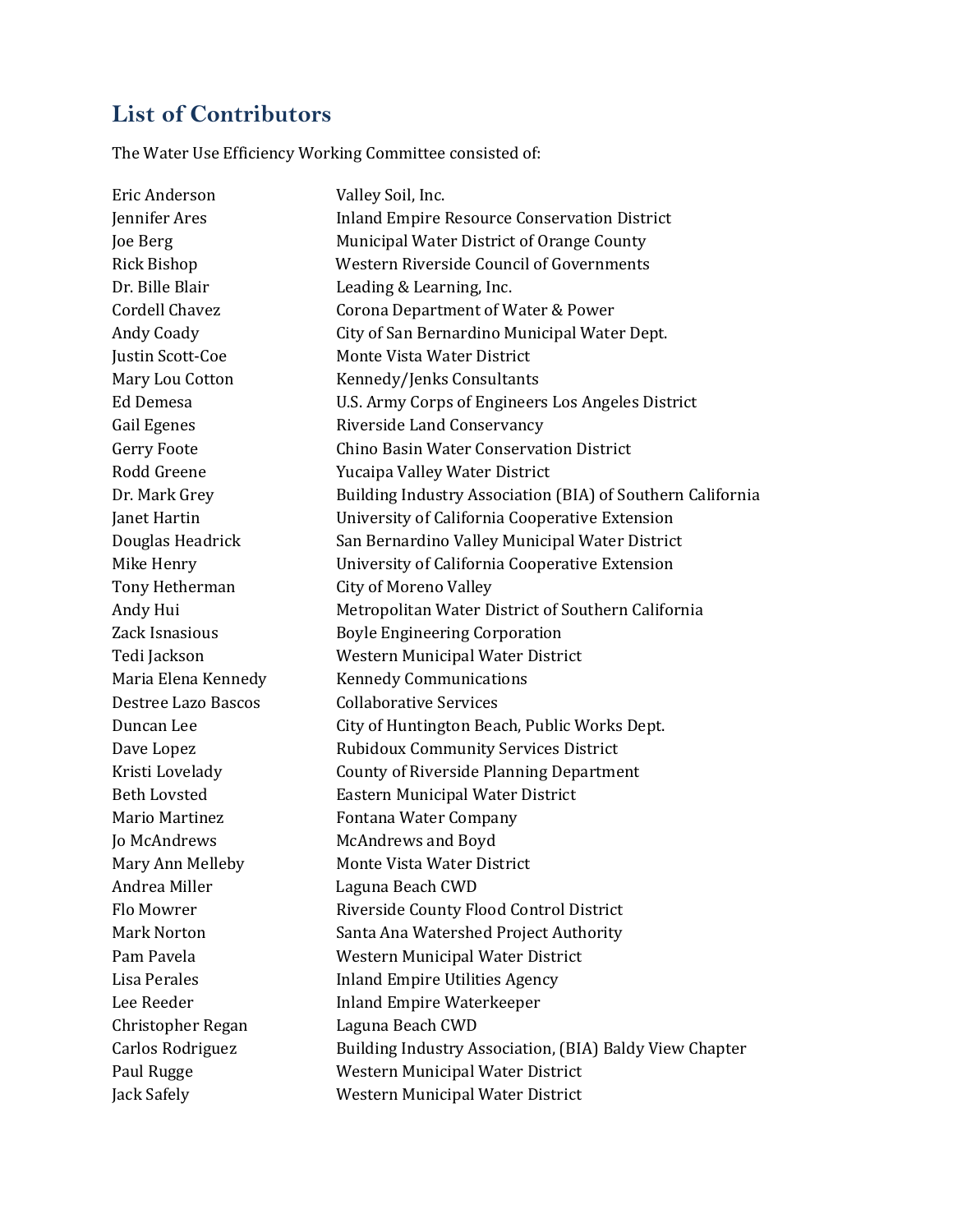## List of Contributors

The Water Use Efficiency Working Committee consisted of:

| | |
|---|---|
| Eric Anderson | Valley Soil, Inc. |
| Jennifer Ares | Inland Empire Resource Conservation District |
| Joe Berg | Municipal Water District of Orange County |
| Rick Bishop | Western Riverside Council of Governments |
| Dr. Bille Blair | Leading & Learning, Inc. |
| Cordell Chavez | Corona Department of Water & Power |
| Andy Coady | City of San Bernardino Municipal Water Dept. |
| Justin Scott-Coe | Monte Vista Water District |
| Mary Lou Cotton | Kennedy/Jenks Consultants |
| Ed Demesa | U.S. Army Corps of Engineers Los Angeles District |
| Gail Egenes | Riverside Land Conservancy |
| Gerry Foote | Chino Basin Water Conservation District |
| Rodd Greene | Yucaipa Valley Water District |
| Dr. Mark Grey | Building Industry Association (BIA) of Southern California |
| Janet Hartin | University of California Cooperative Extension |
| Douglas Headrick | San Bernardino Valley Municipal Water District |
| Mike Henry | University of California Cooperative Extension |
| Tony Hetherman | City of Moreno Valley |
| Andy Hui | Metropolitan Water District of Southern California |
| Zack Isnasious | Boyle Engineering Corporation |
| Tedi Jackson | Western Municipal Water District |
| Maria Elena Kennedy | Kennedy Communications |
| Destree Lazo Bascos | Collaborative Services |
| Duncan Lee | City of Huntington Beach, Public Works Dept. |
| Dave Lopez | Rubidoux Community Services District |
| Kristi Lovelady | County of Riverside Planning Department |
| Beth Lovsted | Eastern Municipal Water District |
| Mario Martinez | Fontana Water Company |
| Jo McAndrews | McAndrews and Boyd |
| Mary Ann Melleby | Monte Vista Water District |
| Andrea Miller | Laguna Beach CWD |
| Flo Mowrer | Riverside County Flood Control District |
| Mark Norton | Santa Ana Watershed Project Authority |
| Pam Pavela | Western Municipal Water District |
| Lisa Perales | Inland Empire Utilities Agency |
| Lee Reeder | Inland Empire Waterkeeper |
| Christopher Regan | Laguna Beach CWD |
| Carlos Rodriguez | Building Industry Association, (BIA) Baldy View Chapter |
| Paul Rugge | Western Municipal Water District |
| Jack Safely | Western Municipal Water District |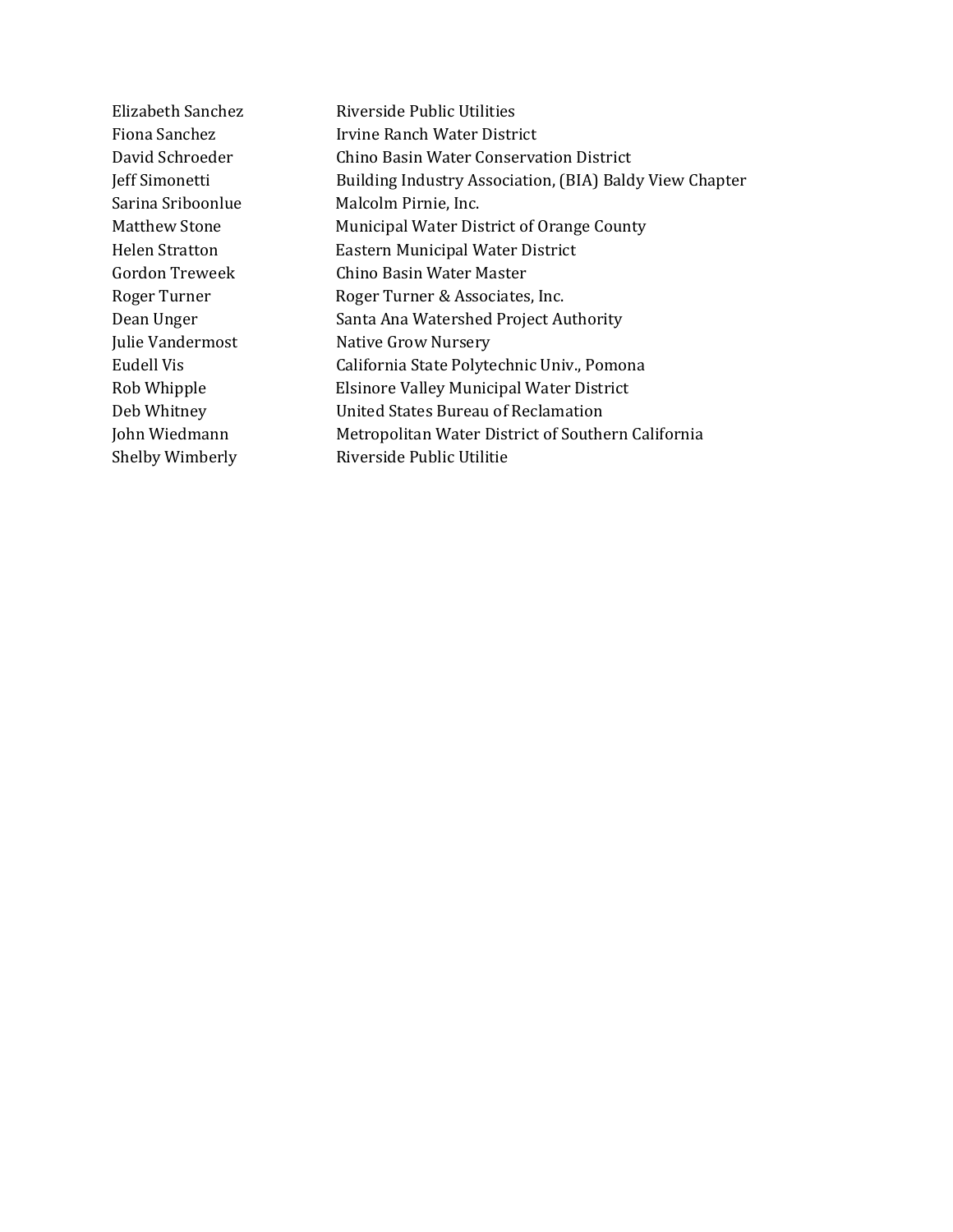| | |
|---|---|
| Elizabeth Sanchez | Riverside Public Utilities |
| Fiona Sanchez | Irvine Ranch Water District |
| David Schroeder | Chino Basin Water Conservation District |
| Jeff Simonetti | Building Industry Association, (BIA) Baldy View Chapter |
| Sarina Sriboonlue | Malcolm Pirnie, Inc. |
| Matthew Stone | Municipal Water District of Orange County |
| Helen Stratton | Eastern Municipal Water District |
| Gordon Treweek | Chino Basin Water Master |
| Roger Turner | Roger Turner & Associates, Inc. |
| Dean Unger | Santa Ana Watershed Project Authority |
| Julie Vandermost | Native Grow Nursery |
| Eudell Vis | California State Polytechnic Univ., Pomona |
| Rob Whipple | Elsinore Valley Municipal Water District |
| Deb Whitney | United States Bureau of Reclamation |
| John Wiedmann | Metropolitan Water District of Southern California |
| Shelby Wimberly | Riverside Public Utilitie |